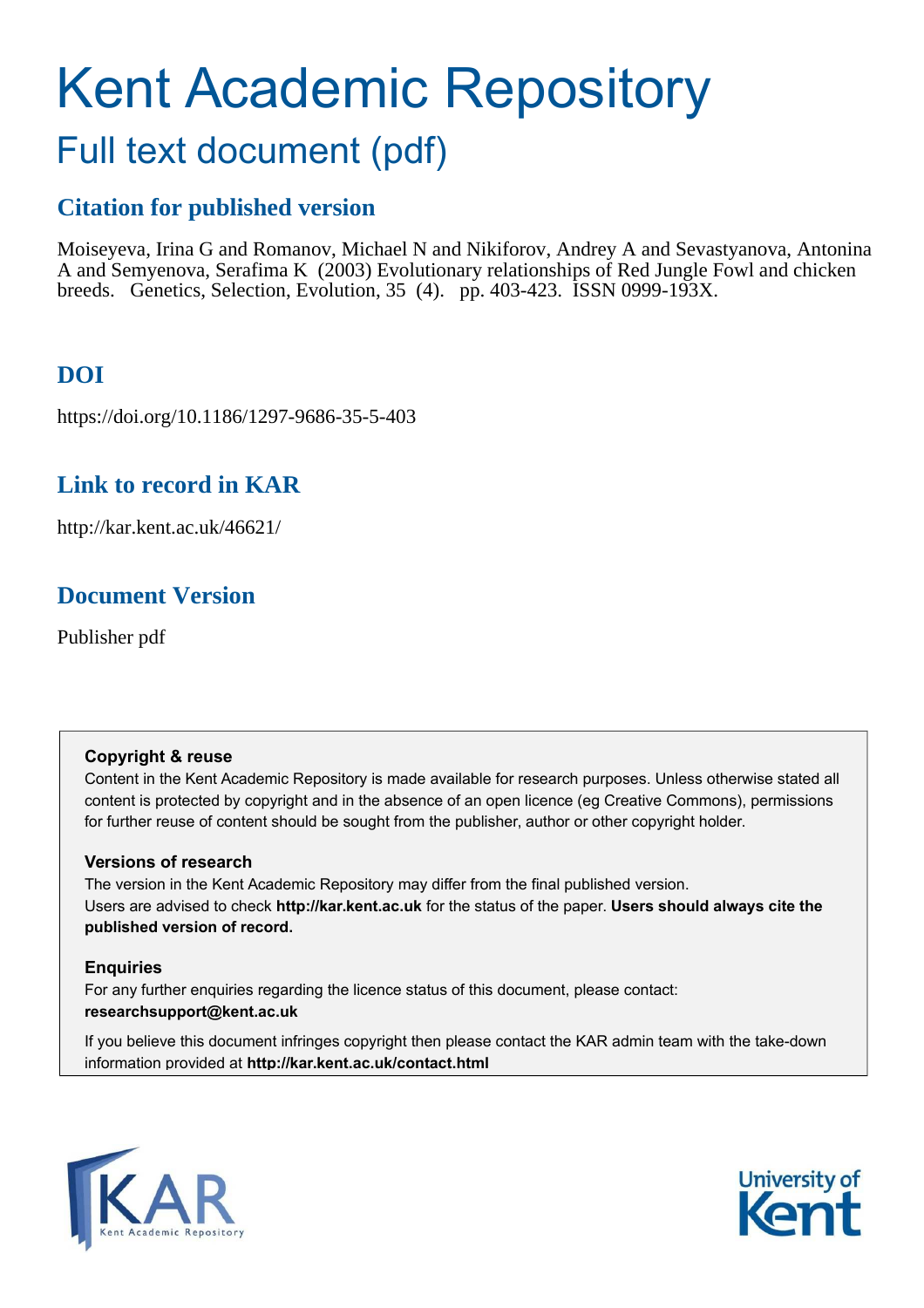# Kent Academic Repository

## Full text document (pdf)

### Citation for published version

Moiseyeva, Irina G and Romanov, Michael N and Nikiforov, Andrey A and Sevastyanova, Antonina A and Semyenova, Serafima K (2003) Evolutionary relationships of Red Jungle Fowl and chicken breeds. Genetics, Selection, Evolution, 35 (4). pp. 403-423. ISSN 0999-193X.

### DOI

https://doi.org/10.1186/1297-9686-35-5-403

### Link to record in KAR

http://kar.kent.ac.uk/46621/

### Document Version

Publisher pdf

**Copyright & reuse**

Content in the Kent Academic Repository is made available for research purposes. Unless otherwise stated all content is protected by copyright and in the absence of an open licence (eg Creative Commons), permissions for further reuse of content should be sought from the publisher, author or other copyright holder.

**Versions of research**

The version in the Kent Academic Repository may differ from the final published version. Users are advised to check **http://kar.kent.ac.uk** for the status of the paper. **Users should always cite the published version of record.**

**Enquiries**

For any further enquiries regarding the licence status of this document, please contact: **researchsupport@kent.ac.uk**

If you believe this document infringes copyright then please contact the KAR admin team with the take-down information provided at **http://kar.kent.ac.uk/contact.html**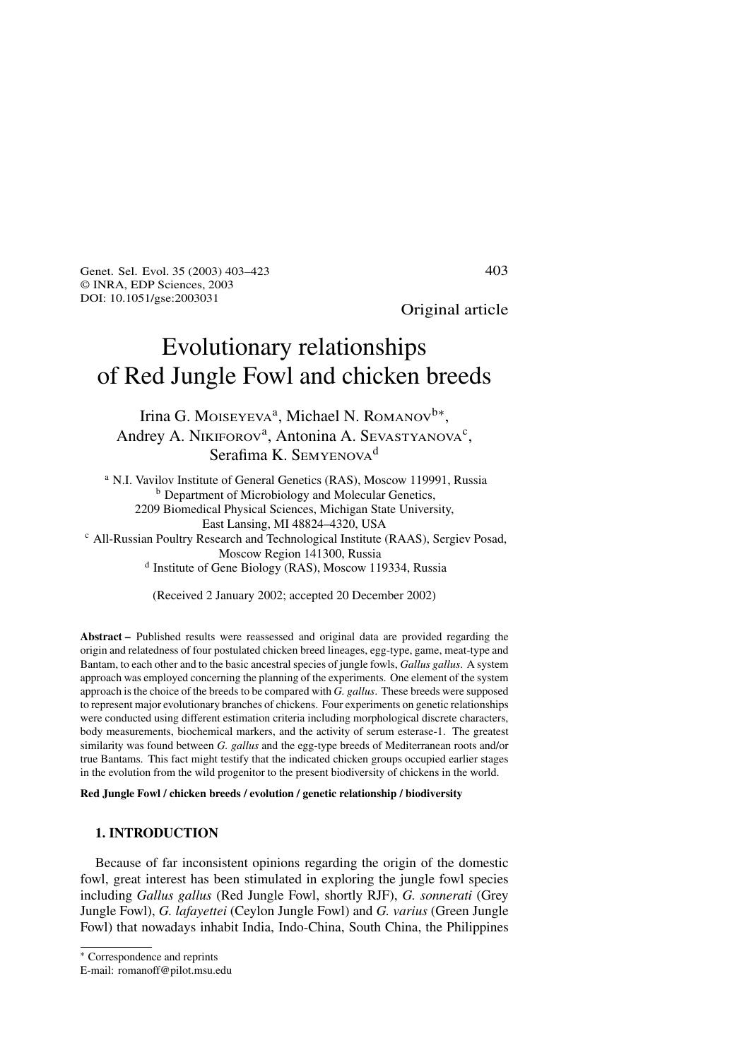Original article

# Evolutionary relationships of Red Jungle Fowl and chicken breeds

Irina G. Moiseyeva[a], Michael N. Romanov[b*], Andrey A. Nikiforov[a], Antonina A. Sevastyanova[c], Serafima K. Semyenova[d]

[a] N.I. Vavilov Institute of General Genetics (RAS), Moscow 119991, Russia
[b] Department of Microbiology and Molecular Genetics, 2209 Biomedical Physical Sciences, Michigan State University, East Lansing, MI 48824–4320, USA
[c] All-Russian Poultry Research and Technological Institute (RAAS), Sergiev Posad, Moscow Region 141300, Russia
[d] Institute of Gene Biology (RAS), Moscow 119334, Russia

(Received 2 January 2002; accepted 20 December 2002)

**Abstract** – Published results were reassessed and original data are provided regarding the origin and relatedness of four postulated chicken breed lineages, egg-type, game, meat-type and Bantam, to each other and to the basic ancestral species of jungle fowls, *Gallus gallus*. A system approach was employed concerning the planning of the experiments. One element of the system approach is the choice of the breeds to be compared with *G. gallus*. These breeds were supposed to represent major evolutionary branches of chickens. Four experiments on genetic relationships were conducted using different estimation criteria including morphological discrete characters, body measurements, biochemical markers, and the activity of serum esterase-1. The greatest similarity was found between *G. gallus* and the egg-type breeds of Mediterranean roots and/or true Bantams. This fact might testify that the indicated chicken groups occupied earlier stages in the evolution from the wild progenitor to the present biodiversity of chickens in the world.

**Red Jungle Fowl / chicken breeds / evolution / genetic relationship / biodiversity**

## 1. INTRODUCTION

Because of far inconsistent opinions regarding the origin of the domestic fowl, great interest has been stimulated in exploring the jungle fowl species including *Gallus gallus* (Red Jungle Fowl, shortly RJF), *G. sonnerati* (Grey Jungle Fowl), *G. lafayettei* (Ceylon Jungle Fowl) and *G. varius* (Green Jungle Fowl) that nowadays inhabit India, Indo-China, South China, the Philippines

* Correspondence and reprints
E-mail: romanoff@pilot.msu.edu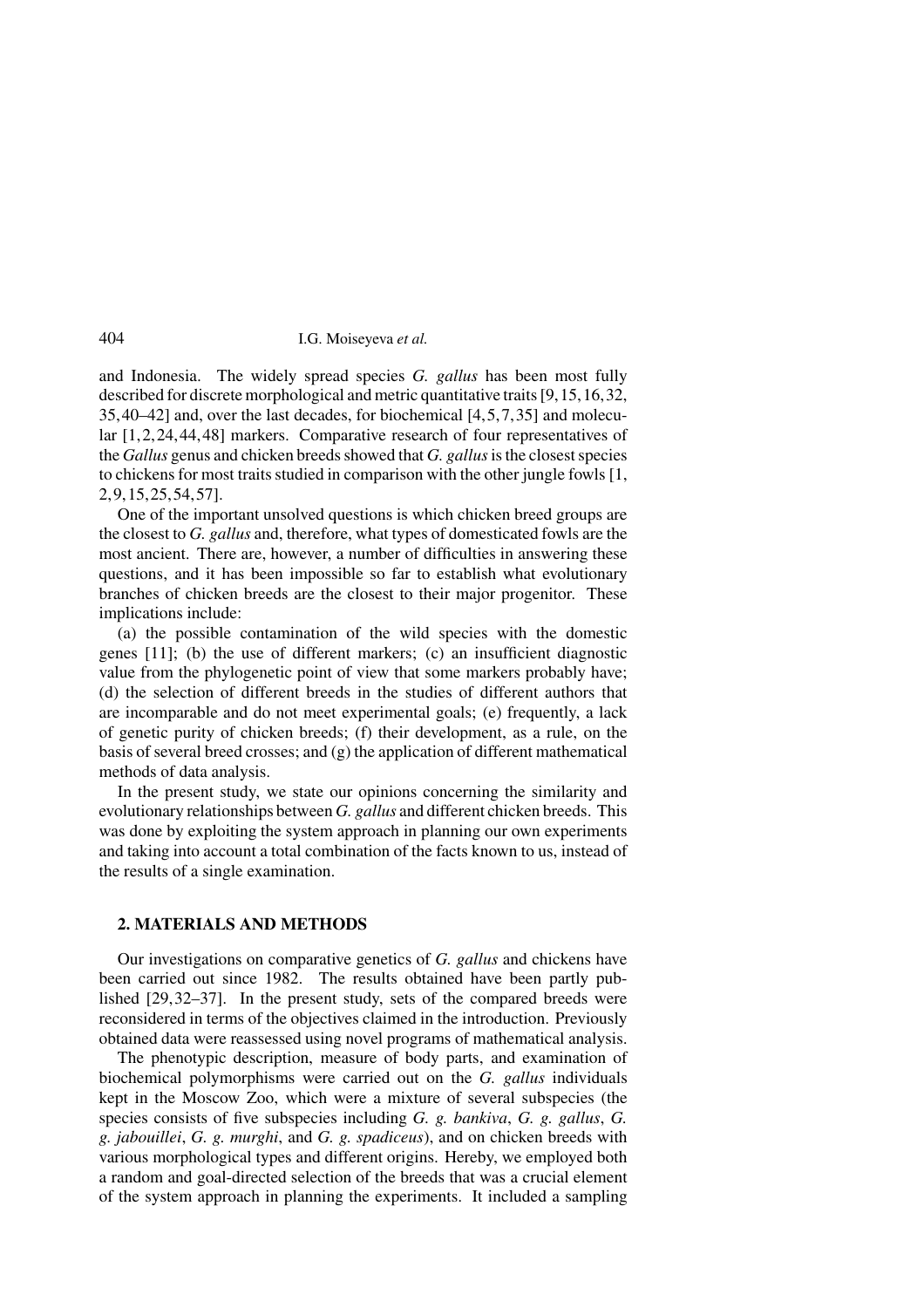and Indonesia. The widely spread species *G. gallus* has been most fully described for discrete morphological and metric quantitative traits [9,15,16,32, 35,40–42] and, over the last decades, for biochemical [4,5,7,35] and molecular [1,2,24,44,48] markers. Comparative research of four representatives of the *Gallus* genus and chicken breeds showed that *G. gallus* is the closest species to chickens for most traits studied in comparison with the other jungle fowls [1, 2,9,15,25,54,57].

One of the important unsolved questions is which chicken breed groups are the closest to *G. gallus* and, therefore, what types of domesticated fowls are the most ancient. There are, however, a number of difficulties in answering these questions, and it has been impossible so far to establish what evolutionary branches of chicken breeds are the closest to their major progenitor. These implications include:

(a) the possible contamination of the wild species with the domestic genes [11]; (b) the use of different markers; (c) an insufficient diagnostic value from the phylogenetic point of view that some markers probably have; (d) the selection of different breeds in the studies of different authors that are incomparable and do not meet experimental goals; (e) frequently, a lack of genetic purity of chicken breeds; (f) their development, as a rule, on the basis of several breed crosses; and (g) the application of different mathematical methods of data analysis.

In the present study, we state our opinions concerning the similarity and evolutionary relationships between *G. gallus* and different chicken breeds. This was done by exploiting the system approach in planning our own experiments and taking into account a total combination of the facts known to us, instead of the results of a single examination.

## 2. MATERIALS AND METHODS

Our investigations on comparative genetics of *G. gallus* and chickens have been carried out since 1982. The results obtained have been partly published [29,32–37]. In the present study, sets of the compared breeds were reconsidered in terms of the objectives claimed in the introduction. Previously obtained data were reassessed using novel programs of mathematical analysis.

The phenotypic description, measure of body parts, and examination of biochemical polymorphisms were carried out on the *G. gallus* individuals kept in the Moscow Zoo, which were a mixture of several subspecies (the species consists of five subspecies including *G. g. bankiva*, *G. g. gallus*, *G. g. jabouillei*, *G. g. murghi*, and *G. g. spadiceus*), and on chicken breeds with various morphological types and different origins. Hereby, we employed both a random and goal-directed selection of the breeds that was a crucial element of the system approach in planning the experiments. It included a sampling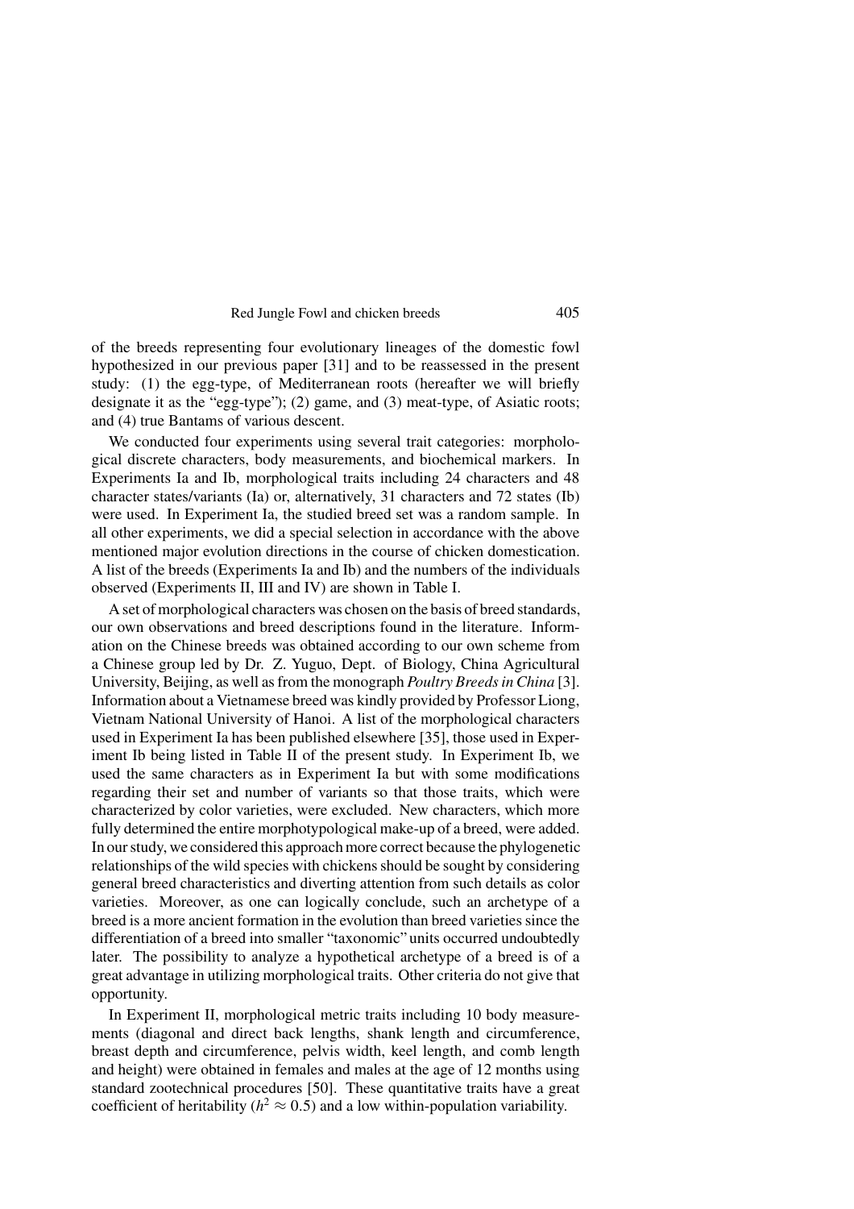of the breeds representing four evolutionary lineages of the domestic fowl hypothesized in our previous paper [31] and to be reassessed in the present study: (1) the egg-type, of Mediterranean roots (hereafter we will briefly designate it as the "egg-type"); (2) game, and (3) meat-type, of Asiatic roots; and (4) true Bantams of various descent.

We conducted four experiments using several trait categories: morphological discrete characters, body measurements, and biochemical markers. In Experiments Ia and Ib, morphological traits including 24 characters and 48 character states/variants (Ia) or, alternatively, 31 characters and 72 states (Ib) were used. In Experiment Ia, the studied breed set was a random sample. In all other experiments, we did a special selection in accordance with the above mentioned major evolution directions in the course of chicken domestication. A list of the breeds (Experiments Ia and Ib) and the numbers of the individuals observed (Experiments II, III and IV) are shown in Table I.

A set of morphological characters was chosen on the basis of breed standards, our own observations and breed descriptions found in the literature. Information on the Chinese breeds was obtained according to our own scheme from a Chinese group led by Dr. Z. Yuguo, Dept. of Biology, China Agricultural University, Beijing, as well as from the monograph *Poultry Breeds in China* [3]. Information about a Vietnamese breed was kindly provided by Professor Liong, Vietnam National University of Hanoi. A list of the morphological characters used in Experiment Ia has been published elsewhere [35], those used in Experiment Ib being listed in Table II of the present study. In Experiment Ib, we used the same characters as in Experiment Ia but with some modifications regarding their set and number of variants so that those traits, which were characterized by color varieties, were excluded. New characters, which more fully determined the entire morphotypological make-up of a breed, were added. In our study, we considered this approach more correct because the phylogenetic relationships of the wild species with chickens should be sought by considering general breed characteristics and diverting attention from such details as color varieties. Moreover, as one can logically conclude, such an archetype of a breed is a more ancient formation in the evolution than breed varieties since the differentiation of a breed into smaller "taxonomic" units occurred undoubtedly later. The possibility to analyze a hypothetical archetype of a breed is of a great advantage in utilizing morphological traits. Other criteria do not give that opportunity.

In Experiment II, morphological metric traits including 10 body measurements (diagonal and direct back lengths, shank length and circumference, breast depth and circumference, pelvis width, keel length, and comb length and height) were obtained in females and males at the age of 12 months using standard zootechnical procedures [50]. These quantitative traits have a great coefficient of heritability ($h^2 \approx 0.5$) and a low within-population variability.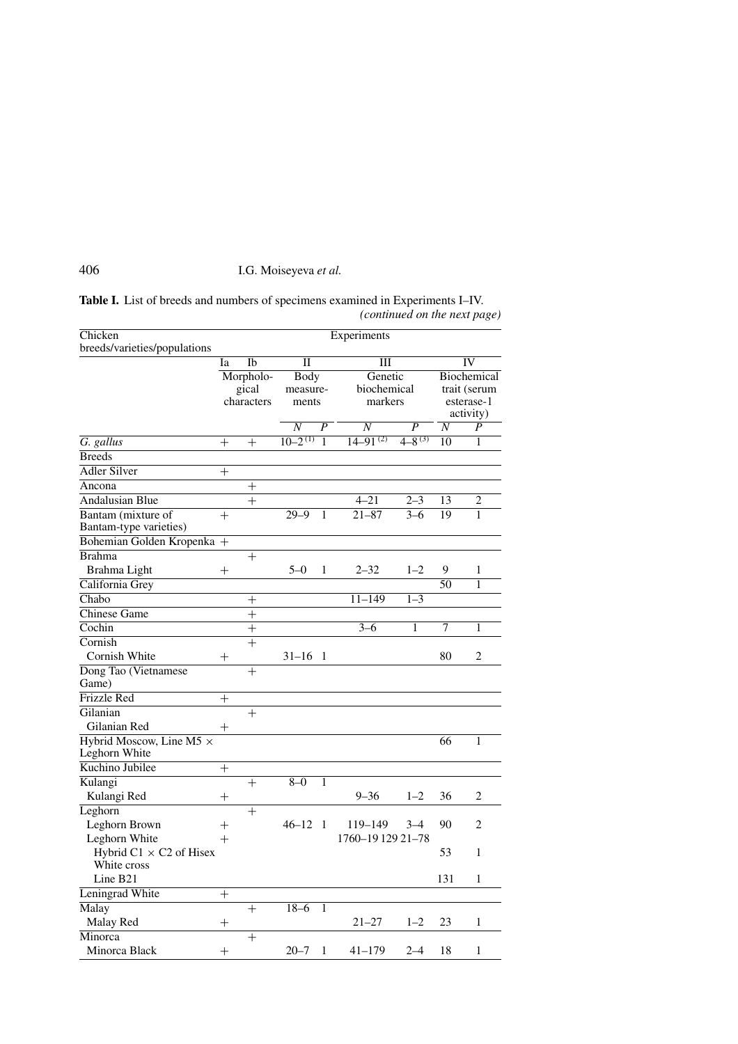**Table I.** List of breeds and numbers of specimens examined in Experiments I–IV. *(continued on the next page)*

| Chicken breeds/varieties/populations | Experiments | | | | | | | |
|---|---|---|---|---|---|---|---|---|
| | Ia | Ib | II | | III | | IV | |
| | Morphological characters | | Body measurements | | Genetic biochemical markers | | Biochemical trait (serum esterase-1 activity) | |
| | | | *N* | *P* | *N* | *P* | *N* | *P* |
| *G. gallus* | + | + | 10–2 [(1)] | 1 | 14–91 [(2)] | 4–8 [(3)] | 10 | 1 |
| Breeds | | | | | | | | |
| Adler Silver | + | | | | | | | |
| Ancona | | + | | | | | | |
| Andalusian Blue | | + | | | 4–21 | 2–3 | 13 | 2 |
| Bantam (mixture of Bantam-type varieties) | + | | 29–9 | 1 | 21–87 | 3–6 | 19 | 1 |
| Bohemian Golden Kropenka | + | | | | | | | |
| Brahma | | + | | | | | | |
| Brahma Light | + | | 5–0 | 1 | 2–32 | 1–2 | 9 | 1 |
| California Grey | | | | | | | 50 | 1 |
| Chabo | | + | | | 11–149 | 1–3 | | |
| Chinese Game | | + | | | | | | |
| Cochin | | + | | | 3–6 | 1 | 7 | 1 |
| Cornish | | + | | | | | | |
| Cornish White | + | | 31–16 | 1 | | | 80 | 2 |
| Dong Tao (Vietnamese Game) | | + | | | | | | |
| Frizzle Red | + | | | | | | | |
| Gilanian | | + | | | | | | |
| Gilanian Red | + | | | | | | | |
| Hybrid Moscow, Line M5 × Leghorn White | | | | | | | 66 | 1 |
| Kuchino Jubilee | + | | | | | | | |
| Kulangi | | + | 8–0 | 1 | | | | |
| Kulangi Red | + | | | | 9–36 | 1–2 | 36 | 2 |
| Leghorn | | + | | | | | | |
| Leghorn Brown | + | | 46–12 | 1 | 119–149 | 3–4 | 90 | 2 |
| Leghorn White | + | | | | 1760–19 129 | 21–78 | | |
| Hybrid C1 × C2 of Hisex White cross | | | | | | | 53 | 1 |
| Line B21 | | | | | | | 131 | 1 |
| Leningrad White | + | | | | | | | |
| Malay | | + | 18–6 | 1 | | | | |
| Malay Red | + | | | | 21–27 | 1–2 | 23 | 1 |
| Minorca | | + | | | | | | |
| Minorca Black | + | | 20–7 | 1 | 41–179 | 2–4 | 18 | 1 |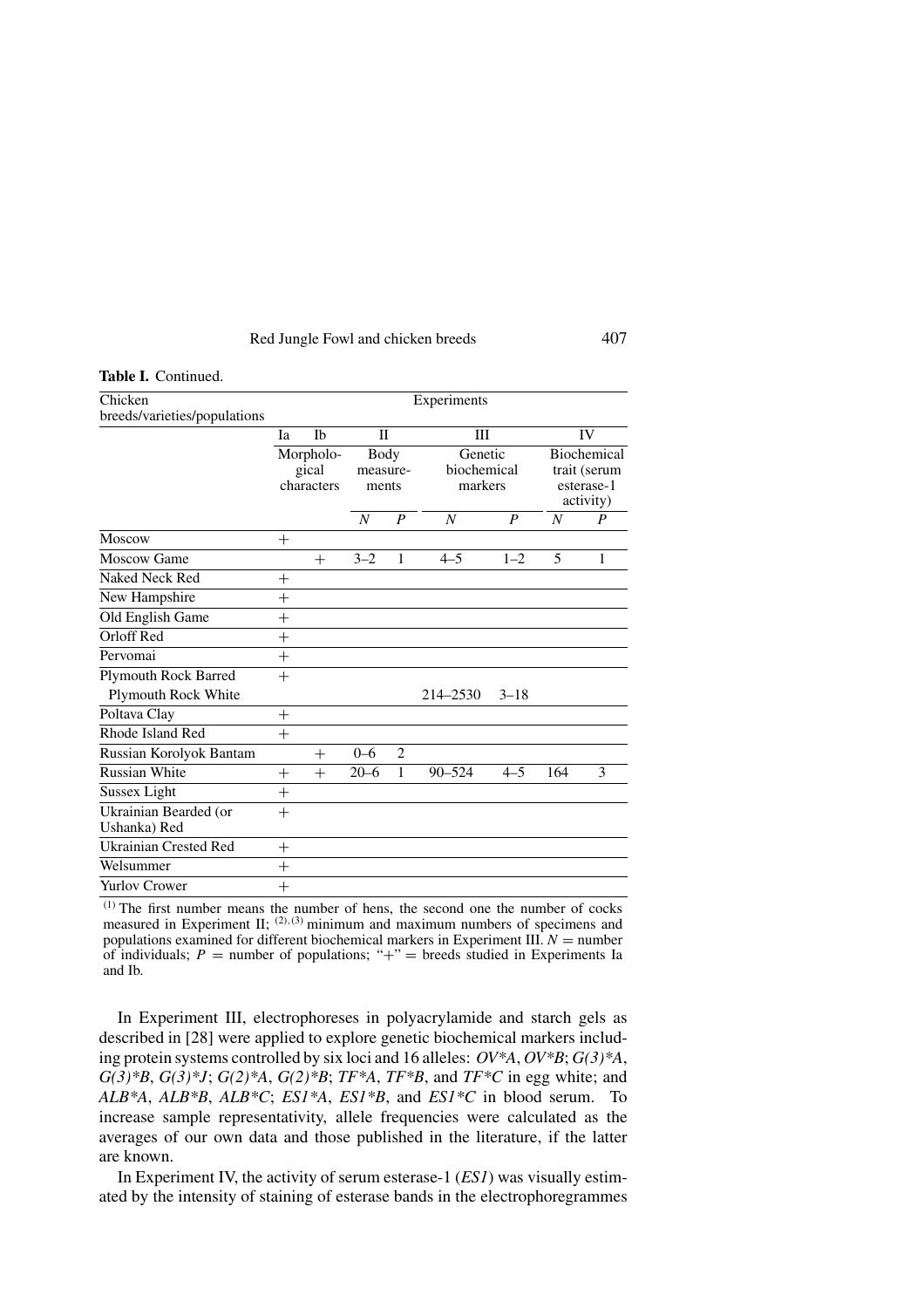**Table I.** Continued.

| Chicken breeds/varieties/populations | Experiments | | | | | | | |
|---|---|---|---|---|---|---|---|---|
| | Ia | Ib | II | | III | | IV | |
| | Morphological characters | | Body measurements | | Genetic biochemical markers | | Biochemical trait (serum esterase-1 activity) | |
| | | | *N* | *P* | *N* | *P* | *N* | *P* |
| Moscow | + | | | | | | | |
| Moscow Game | | + | 3–2 | 1 | 4–5 | 1–2 | 5 | 1 |
| Naked Neck Red | + | | | | | | | |
| New Hampshire | + | | | | | | | |
| Old English Game | + | | | | | | | |
| Orloff Red | + | | | | | | | |
| Pervomai | + | | | | | | | |
| Plymouth Rock Barred | + | | | | | | | |
| Plymouth Rock White | | | | | 214–2530 | 3–18 | | |
| Poltava Clay | + | | | | | | | |
| Rhode Island Red | + | | | | | | | |
| Russian Korolyok Bantam | | + | 0–6 | 2 | | | | |
| Russian White | + | + | 20–6 | 1 | 90–524 | 4–5 | 164 | 3 |
| Sussex Light | + | | | | | | | |
| Ukrainian Bearded (or Ushanka) Red | + | | | | | | | |
| Ukrainian Crested Red | + | | | | | | | |
| Welsummer | + | | | | | | | |
| Yurlov Crower | + | | | | | | | |

(1) The first number means the number of hens, the second one the number of cocks measured in Experiment II; (2),(3) minimum and maximum numbers of specimens and populations examined for different biochemical markers in Experiment III. $N$ = number of individuals; $P$ = number of populations; "+" = breeds studied in Experiments Ia and Ib.

In Experiment III, electrophoreses in polyacrylamide and starch gels as described in [28] were applied to explore genetic biochemical markers including protein systems controlled by six loci and 16 alleles: *OV\*A*, *OV\*B*; *G(3)\*A*, *G(3)\*B*, *G(3)\*J*; *G(2)\*A*, *G(2)\*B*; *TF\*A*, *TF\*B*, and *TF\*C* in egg white; and *ALB\*A*, *ALB\*B*, *ALB\*C*; *ES1\*A*, *ES1\*B*, and *ES1\*C* in blood serum. To increase sample representativity, allele frequencies were calculated as the averages of our own data and those published in the literature, if the latter are known.

In Experiment IV, the activity of serum esterase-1 (*ES1*) was visually estimated by the intensity of staining of esterase bands in the electrophoregrammes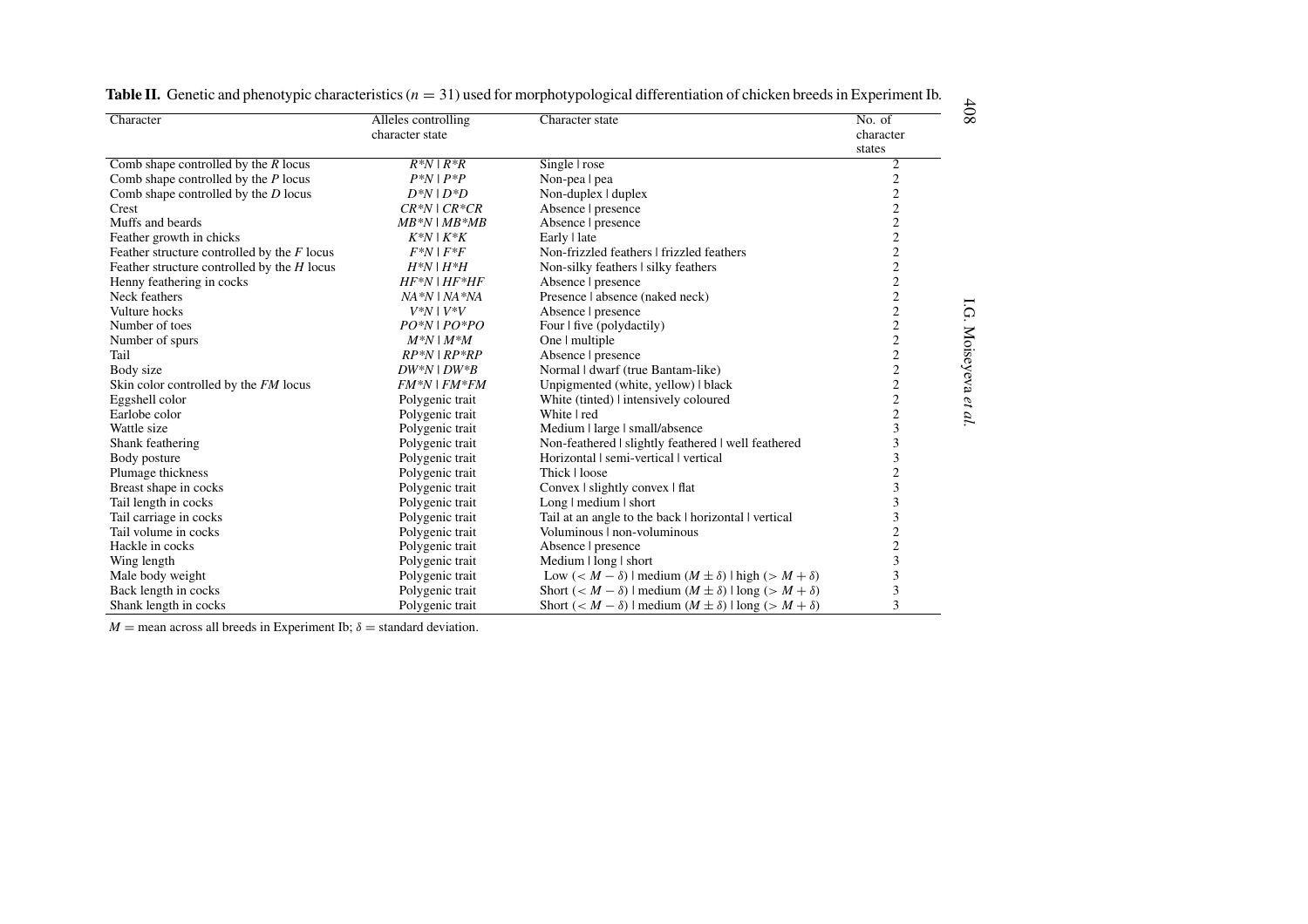**Table II.** Genetic and phenotypic characteristics ($n = 31$) used for morphotypological differentiation of chicken breeds in Experiment Ib.

| Character | Alleles controlling character state | Character state | No. of character states |
|---|---|---|---|
| Comb shape controlled by the *R* locus | *R\*N* \| *R\*R* | Single \| rose | 2 |
| Comb shape controlled by the *P* locus | *P\*N* \| *P\*P* | Non-pea \| pea | 2 |
| Comb shape controlled by the *D* locus | *D\*N* \| *D\*D* | Non-duplex \| duplex | 2 |
| Crest | *CR\*N* \| *CR\*CR* | Absence \| presence | 2 |
| Muffs and beards | *MB\*N* \| *MB\*MB* | Absence \| presence | 2 |
| Feather growth in chicks | *K\*N* \| *K\*K* | Early \| late | 2 |
| Feather structure controlled by the *F* locus | *F\*N* \| *F\*F* | Non-frizzled feathers \| frizzled feathers | 2 |
| Feather structure controlled by the *H* locus | *H\*N* \| *H\*H* | Non-silky feathers \| silky feathers | 2 |
| Henny feathering in cocks | *HF\*N* \| *HF\*HF* | Absence \| presence | 2 |
| Neck feathers | *NA\*N* \| *NA\*NA* | Presence \| absence (naked neck) | 2 |
| Vulture hocks | *V\*N* \| *V\*V* | Absence \| presence | 2 |
| Number of toes | *PO\*N* \| *PO\*PO* | Four \| five (polydactily) | 2 |
| Number of spurs | *M\*N* \| *M\*M* | One \| multiple | 2 |
| Tail | *RP\*N* \| *RP\*RP* | Absence \| presence | 2 |
| Body size | *DW\*N* \| *DW\*B* | Normal \| dwarf (true Bantam-like) | 2 |
| Skin color controlled by the *FM* locus | *FM\*N* \| *FM\*FM* | Unpigmented (white, yellow) \| black | 2 |
| Eggshell color | Polygenic trait | White (tinted) \| intensively coloured | 2 |
| Earlobe color | Polygenic trait | White \| red | 2 |
| Wattle size | Polygenic trait | Medium \| large \| small/absence | 3 |
| Shank feathering | Polygenic trait | Non-feathered \| slightly feathered \| well feathered | 3 |
| Body posture | Polygenic trait | Horizontal \| semi-vertical \| vertical | 3 |
| Plumage thickness | Polygenic trait | Thick \| loose | 2 |
| Breast shape in cocks | Polygenic trait | Convex \| slightly convex \| flat | 3 |
| Tail length in cocks | Polygenic trait | Long \| medium \| short | 3 |
| Tail carriage in cocks | Polygenic trait | Tail at an angle to the back \| horizontal \| vertical | 3 |
| Tail volume in cocks | Polygenic trait | Voluminous \| non-voluminous | 2 |
| Hackle in cocks | Polygenic trait | Absence \| presence | 2 |
| Wing length | Polygenic trait | Medium \| long \| short | 3 |
| Male body weight | Polygenic trait | Low ($< M - \delta$) \| medium ($M \pm \delta$) \| high ($> M + \delta$) | 3 |
| Back length in cocks | Polygenic trait | Short ($< M - \delta$) \| medium ($M \pm \delta$) \| long ($> M + \delta$) | 3 |
| Shank length in cocks | Polygenic trait | Short ($< M - \delta$) \| medium ($M \pm \delta$) \| long ($> M + \delta$) | 3 |

$M$ = mean across all breeds in Experiment Ib; $\delta$ = standard deviation.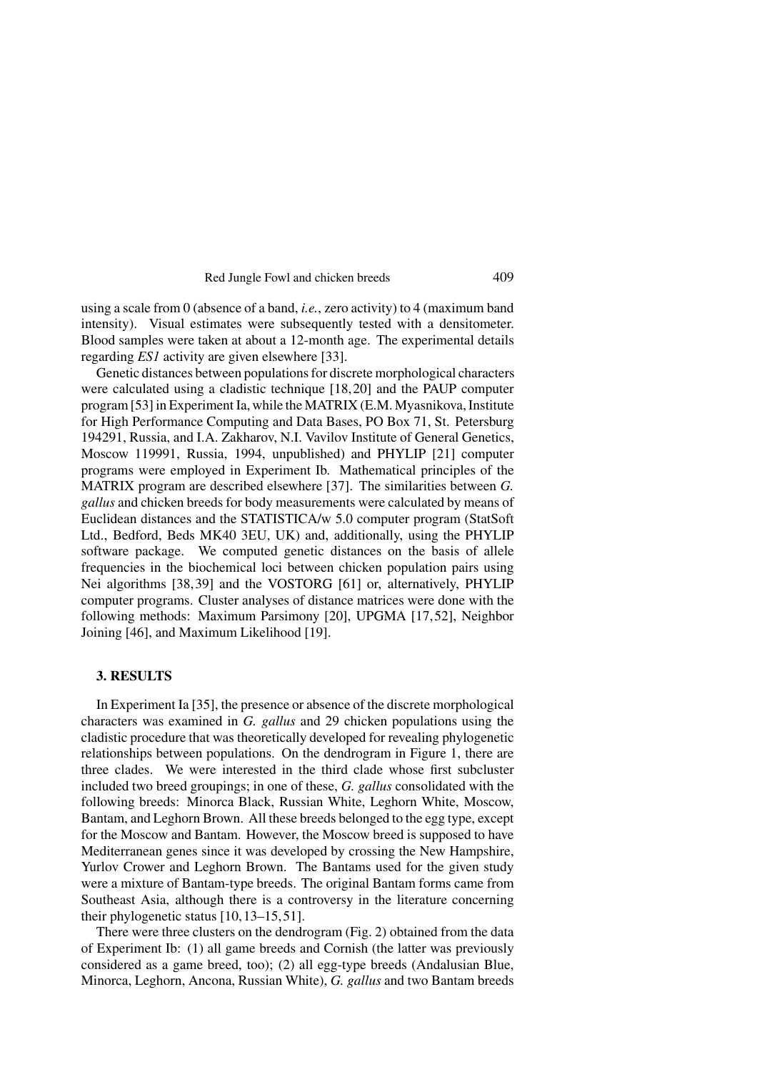using a scale from 0 (absence of a band, *i.e.*, zero activity) to 4 (maximum band intensity). Visual estimates were subsequently tested with a densitometer. Blood samples were taken at about a 12-month age. The experimental details regarding *ES1* activity are given elsewhere [33].

Genetic distances between populations for discrete morphological characters were calculated using a cladistic technique [18, 20] and the PAUP computer program [53] in Experiment Ia, while the MATRIX (E.M. Myasnikova, Institute for High Performance Computing and Data Bases, PO Box 71, St. Petersburg 194291, Russia, and I.A. Zakharov, N.I. Vavilov Institute of General Genetics, Moscow 119991, Russia, 1994, unpublished) and PHYLIP [21] computer programs were employed in Experiment Ib. Mathematical principles of the MATRIX program are described elsewhere [37]. The similarities between *G. gallus* and chicken breeds for body measurements were calculated by means of Euclidean distances and the STATISTICA/w 5.0 computer program (StatSoft Ltd., Bedford, Beds MK40 3EU, UK) and, additionally, using the PHYLIP software package. We computed genetic distances on the basis of allele frequencies in the biochemical loci between chicken population pairs using Nei algorithms [38, 39] and the VOSTORG [61] or, alternatively, PHYLIP computer programs. Cluster analyses of distance matrices were done with the following methods: Maximum Parsimony [20], UPGMA [17, 52], Neighbor Joining [46], and Maximum Likelihood [19].

## 3. RESULTS

In Experiment Ia [35], the presence or absence of the discrete morphological characters was examined in *G. gallus* and 29 chicken populations using the cladistic procedure that was theoretically developed for revealing phylogenetic relationships between populations. On the dendrogram in Figure 1, there are three clades. We were interested in the third clade whose first subcluster included two breed groupings; in one of these, *G. gallus* consolidated with the following breeds: Minorca Black, Russian White, Leghorn White, Moscow, Bantam, and Leghorn Brown. All these breeds belonged to the egg type, except for the Moscow and Bantam. However, the Moscow breed is supposed to have Mediterranean genes since it was developed by crossing the New Hampshire, Yurlov Crower and Leghorn Brown. The Bantams used for the given study were a mixture of Bantam-type breeds. The original Bantam forms came from Southeast Asia, although there is a controversy in the literature concerning their phylogenetic status [10, 13–15, 51].

There were three clusters on the dendrogram (Fig. 2) obtained from the data of Experiment Ib: (1) all game breeds and Cornish (the latter was previously considered as a game breed, too); (2) all egg-type breeds (Andalusian Blue, Minorca, Leghorn, Ancona, Russian White), *G. gallus* and two Bantam breeds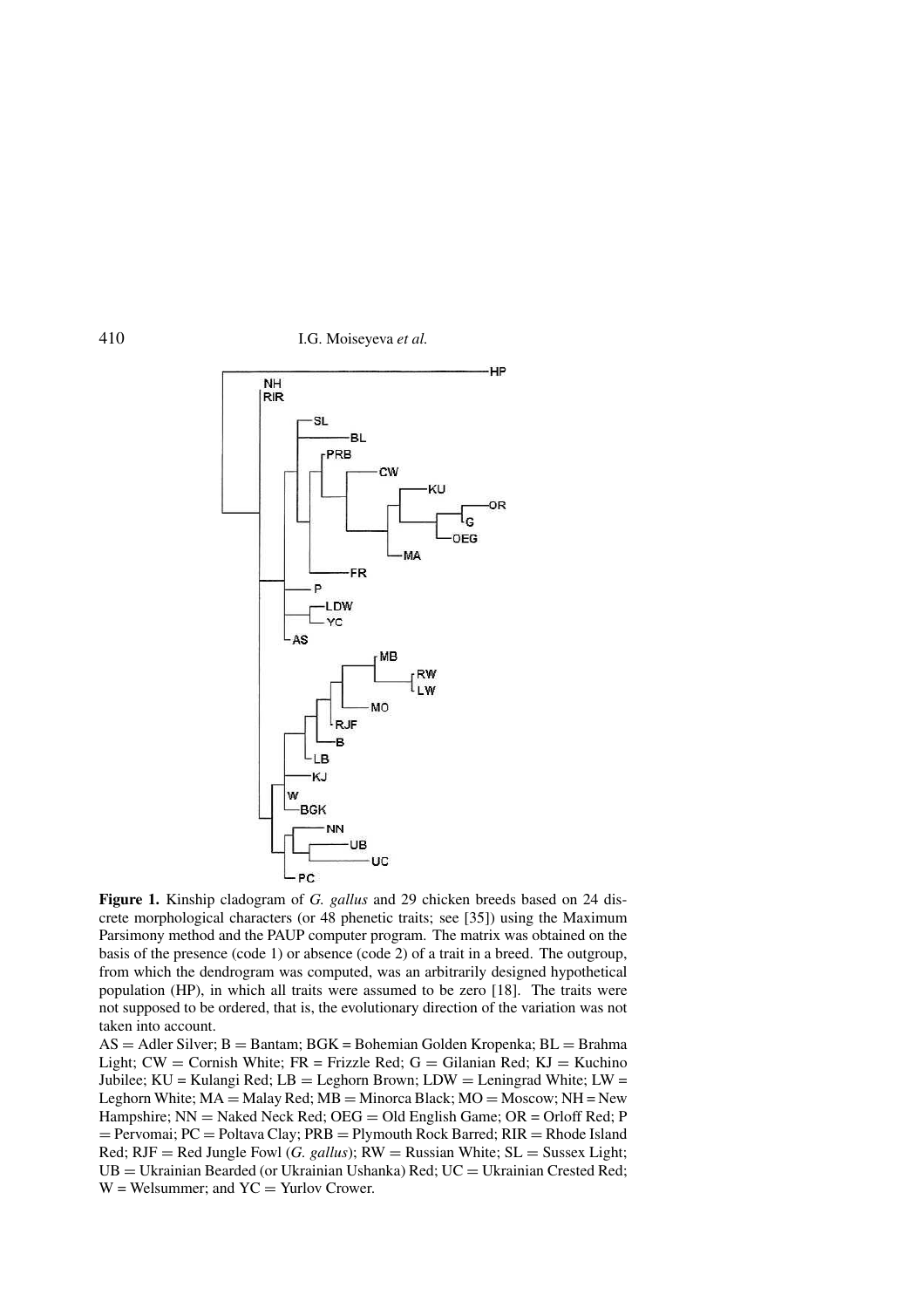**Figure 1.** Kinship cladogram of *G. gallus* and 29 chicken breeds based on 24 discrete morphological characters (or 48 phenetic traits; see [35]) using the Maximum Parsimony method and the PAUP computer program. The matrix was obtained on the basis of the presence (code 1) or absence (code 2) of a trait in a breed. The outgroup, from which the dendrogram was computed, was an arbitrarily designed hypothetical population (HP), in which all traits were assumed to be zero [18]. The traits were not supposed to be ordered, that is, the evolutionary direction of the variation was not taken into account.

AS = Adler Silver; B = Bantam; BGK = Bohemian Golden Kropenka; BL = Brahma Light; CW = Cornish White; FR = Frizzle Red; G = Gilanian Red; KJ = Kuchino Jubilee; KU = Kulangi Red; LB = Leghorn Brown; LDW = Leningrad White; LW = Leghorn White; MA = Malay Red; MB = Minorca Black; MO = Moscow; NH = New Hampshire; NN = Naked Neck Red; OEG = Old English Game; OR = Orloff Red; P = Pervomai; PC = Poltava Clay; PRB = Plymouth Rock Barred; RIR = Rhode Island Red; RJF = Red Jungle Fowl (*G. gallus*); RW = Russian White; SL = Sussex Light; UB = Ukrainian Bearded (or Ukrainian Ushanka) Red; UC = Ukrainian Crested Red; W = Welsummer; and YC = Yurlov Crower.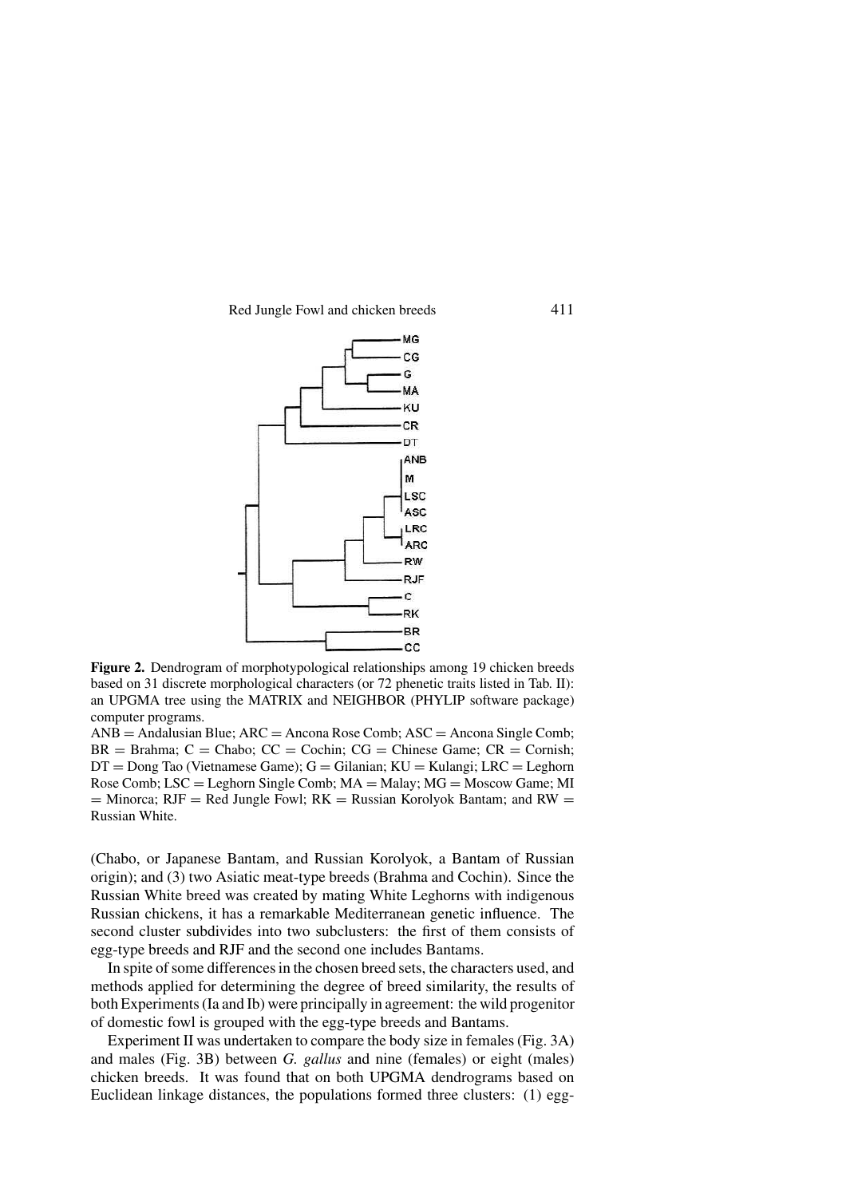**Figure 2.** Dendrogram of morphotypological relationships among 19 chicken breeds based on 31 discrete morphological characters (or 72 phenetic traits listed in Tab. II): an UPGMA tree using the MATRIX and NEIGHBOR (PHYLIP software package) computer programs.

ANB = Andalusian Blue; ARC = Ancona Rose Comb; ASC = Ancona Single Comb; BR = Brahma; C = Chabo; CC = Cochin; CG = Chinese Game; CR = Cornish; DT = Dong Tao (Vietnamese Game); G = Gilanian; KU = Kulangi; LRC = Leghorn Rose Comb; LSC = Leghorn Single Comb; MA = Malay; MG = Moscow Game; MI = Minorca; RJF = Red Jungle Fowl; RK = Russian Korolyok Bantam; and RW = Russian White.

(Chabo, or Japanese Bantam, and Russian Korolyok, a Bantam of Russian origin); and (3) two Asiatic meat-type breeds (Brahma and Cochin). Since the Russian White breed was created by mating White Leghorns with indigenous Russian chickens, it has a remarkable Mediterranean genetic influence. The second cluster subdivides into two subclusters: the first of them consists of egg-type breeds and RJF and the second one includes Bantams.

In spite of some differences in the chosen breed sets, the characters used, and methods applied for determining the degree of breed similarity, the results of both Experiments (Ia and Ib) were principally in agreement: the wild progenitor of domestic fowl is grouped with the egg-type breeds and Bantams.

Experiment II was undertaken to compare the body size in females (Fig. 3A) and males (Fig. 3B) between *G. gallus* and nine (females) or eight (males) chicken breeds. It was found that on both UPGMA dendrograms based on Euclidean linkage distances, the populations formed three clusters: (1) egg-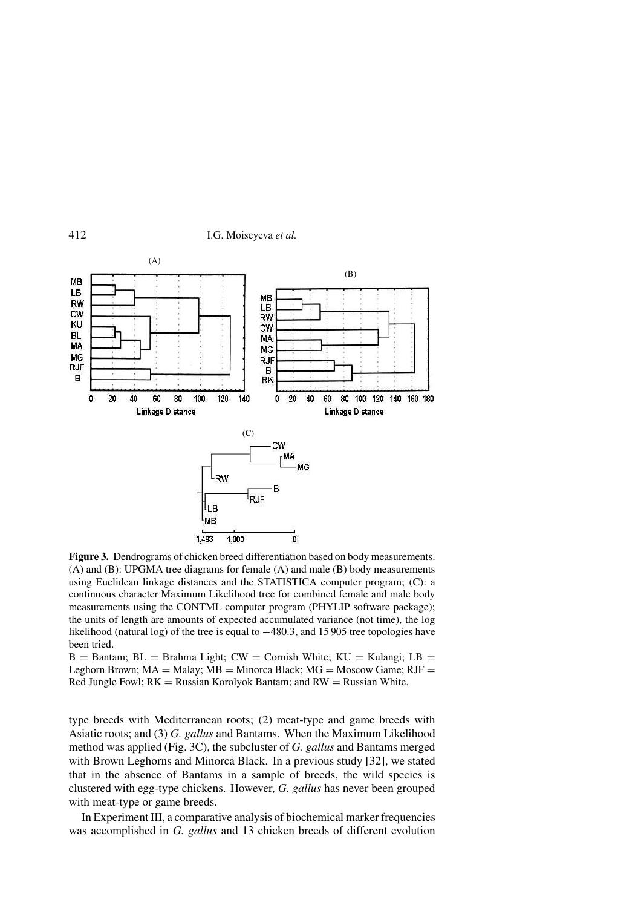**Figure 3.** Dendrograms of chicken breed differentiation based on body measurements. (A) and (B): UPGMA tree diagrams for female (A) and male (B) body measurements using Euclidean linkage distances and the STATISTICA computer program; (C): a continuous character Maximum Likelihood tree for combined female and male body measurements using the CONTML computer program (PHYLIP software package); the units of length are amounts of expected accumulated variance (not time), the log likelihood (natural log) of the tree is equal to −480.3, and 15 905 tree topologies have been tried.

B = Bantam; BL = Brahma Light; CW = Cornish White; KU = Kulangi; LB = Leghorn Brown; MA = Malay; MB = Minorca Black; MG = Moscow Game; RJF = Red Jungle Fowl; RK = Russian Korolyok Bantam; and RW = Russian White.

type breeds with Mediterranean roots; (2) meat-type and game breeds with Asiatic roots; and (3) *G. gallus* and Bantams. When the Maximum Likelihood method was applied (Fig. 3C), the subcluster of *G. gallus* and Bantams merged with Brown Leghorns and Minorca Black. In a previous study [32], we stated that in the absence of Bantams in a sample of breeds, the wild species is clustered with egg-type chickens. However, *G. gallus* has never been grouped with meat-type or game breeds.

In Experiment III, a comparative analysis of biochemical marker frequencies was accomplished in *G. gallus* and 13 chicken breeds of different evolution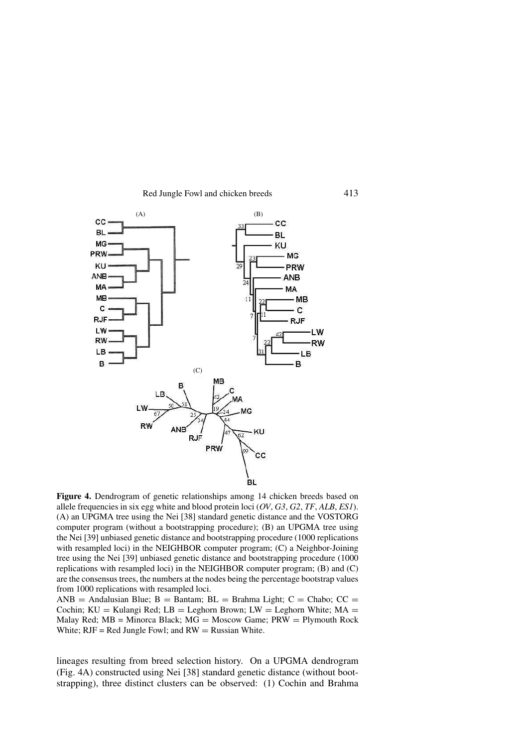**Figure 4.** Dendrogram of genetic relationships among 14 chicken breeds based on allele frequencies in six egg white and blood protein loci (*OV*, *G3*, *G2*, *TF*, *ALB*, *ES1*). (A) an UPGMA tree using the Nei [38] standard genetic distance and the VOSTORG computer program (without a bootstrapping procedure); (B) an UPGMA tree using the Nei [39] unbiased genetic distance and bootstrapping procedure (1000 replications with resampled loci) in the NEIGHBOR computer program; (C) a Neighbor-Joining tree using the Nei [39] unbiased genetic distance and bootstrapping procedure (1000 replications with resampled loci) in the NEIGHBOR computer program; (B) and (C) are the consensus trees, the numbers at the nodes being the percentage bootstrap values from 1000 replications with resampled loci.
ANB = Andalusian Blue; B = Bantam; BL = Brahma Light; C = Chabo; CC = Cochin; KU = Kulangi Red; LB = Leghorn Brown; LW = Leghorn White; MA = Malay Red; MB = Minorca Black; MG = Moscow Game; PRW = Plymouth Rock White; RJF = Red Jungle Fowl; and RW = Russian White.

lineages resulting from breed selection history. On a UPGMA dendrogram (Fig. 4A) constructed using Nei [38] standard genetic distance (without bootstrapping), three distinct clusters can be observed: (1) Cochin and Brahma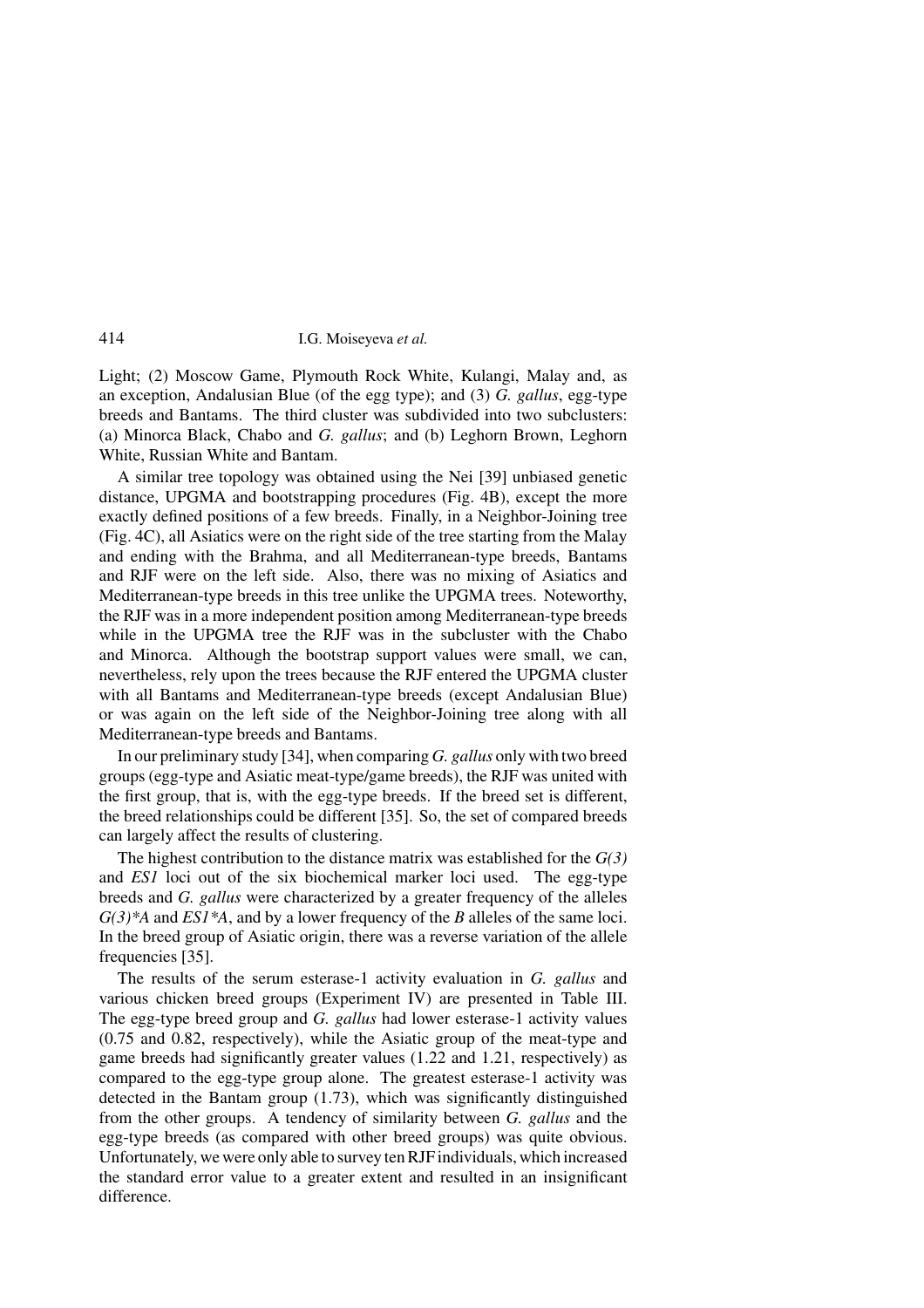Light; (2) Moscow Game, Plymouth Rock White, Kulangi, Malay and, as an exception, Andalusian Blue (of the egg type); and (3) *G. gallus*, egg-type breeds and Bantams. The third cluster was subdivided into two subclusters: (a) Minorca Black, Chabo and *G. gallus*; and (b) Leghorn Brown, Leghorn White, Russian White and Bantam.

A similar tree topology was obtained using the Nei [39] unbiased genetic distance, UPGMA and bootstrapping procedures (Fig. 4B), except the more exactly defined positions of a few breeds. Finally, in a Neighbor-Joining tree (Fig. 4C), all Asiatics were on the right side of the tree starting from the Malay and ending with the Brahma, and all Mediterranean-type breeds, Bantams and RJF were on the left side. Also, there was no mixing of Asiatics and Mediterranean-type breeds in this tree unlike the UPGMA trees. Noteworthy, the RJF was in a more independent position among Mediterranean-type breeds while in the UPGMA tree the RJF was in the subcluster with the Chabo and Minorca. Although the bootstrap support values were small, we can, nevertheless, rely upon the trees because the RJF entered the UPGMA cluster with all Bantams and Mediterranean-type breeds (except Andalusian Blue) or was again on the left side of the Neighbor-Joining tree along with all Mediterranean-type breeds and Bantams.

In our preliminary study [34], when comparing *G. gallus* only with two breed groups (egg-type and Asiatic meat-type/game breeds), the RJF was united with the first group, that is, with the egg-type breeds. If the breed set is different, the breed relationships could be different [35]. So, the set of compared breeds can largely affect the results of clustering.

The highest contribution to the distance matrix was established for the *G(3)* and *ES1* loci out of the six biochemical marker loci used. The egg-type breeds and *G. gallus* were characterized by a greater frequency of the alleles *G(3)*A* and *ES1*A*, and by a lower frequency of the *B* alleles of the same loci. In the breed group of Asiatic origin, there was a reverse variation of the allele frequencies [35].

The results of the serum esterase-1 activity evaluation in *G. gallus* and various chicken breed groups (Experiment IV) are presented in Table III. The egg-type breed group and *G. gallus* had lower esterase-1 activity values (0.75 and 0.82, respectively), while the Asiatic group of the meat-type and game breeds had significantly greater values (1.22 and 1.21, respectively) as compared to the egg-type group alone. The greatest esterase-1 activity was detected in the Bantam group (1.73), which was significantly distinguished from the other groups. A tendency of similarity between *G. gallus* and the egg-type breeds (as compared with other breed groups) was quite obvious. Unfortunately, we were only able to survey ten RJF individuals, which increased the standard error value to a greater extent and resulted in an insignificant difference.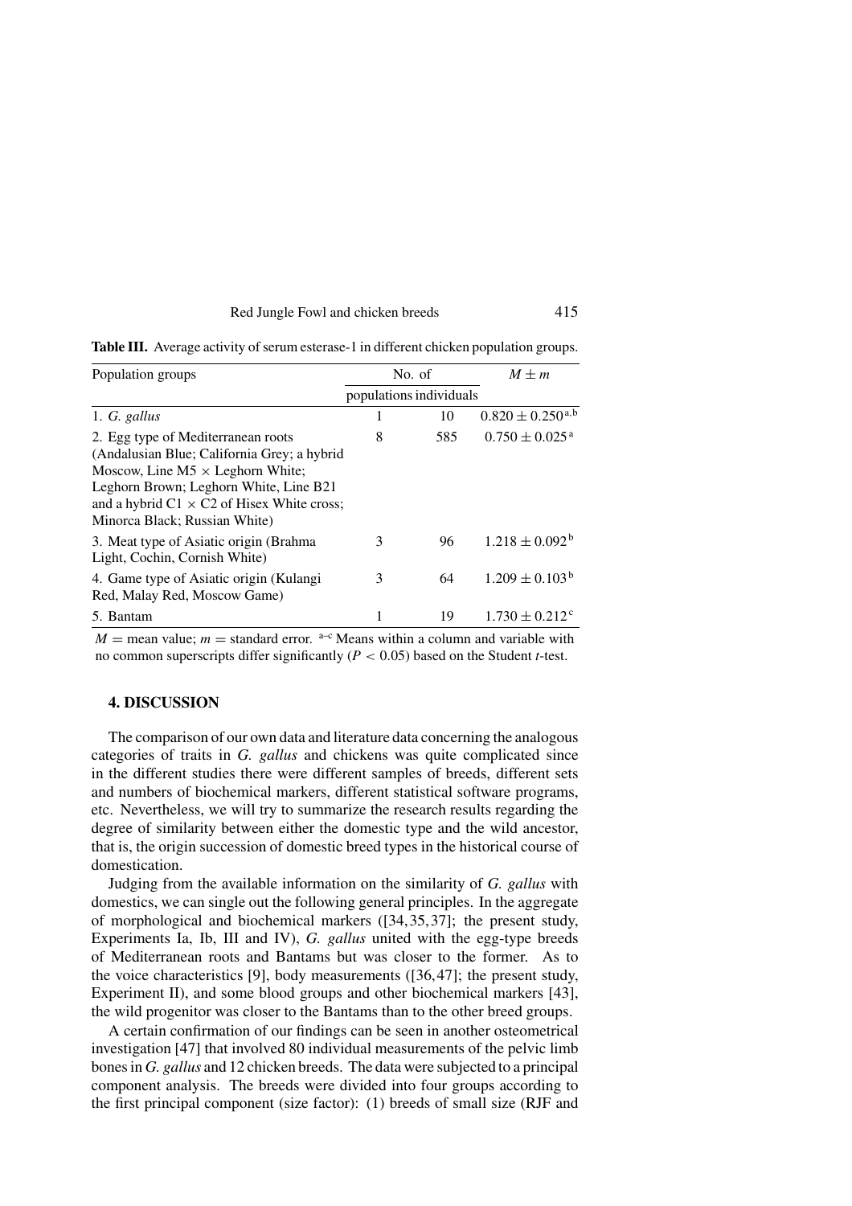**Table III.** Average activity of serum esterase-1 in different chicken population groups.

| Population groups | No. of populations | No. of individuals | $M \pm m$ |
|---|---|---|---|
| 1. *G. gallus* | 1 | 10 | $0.820 \pm 0.250^{a,b}$ |
| 2. Egg type of Mediterranean roots (Andalusian Blue; California Grey; a hybrid Moscow, Line M5 × Leghorn White; Leghorn Brown; Leghorn White, Line B21 and a hybrid C1 × C2 of Hisex White cross; Minorca Black; Russian White) | 8 | 585 | $0.750 \pm 0.025^{a}$ |
| 3. Meat type of Asiatic origin (Brahma Light, Cochin, Cornish White) | 3 | 96 | $1.218 \pm 0.092^{b}$ |
| 4. Game type of Asiatic origin (Kulangi Red, Malay Red, Moscow Game) | 3 | 64 | $1.209 \pm 0.103^{b}$ |
| 5. Bantam | 1 | 19 | $1.730 \pm 0.212^{c}$ |

$M$ = mean value; $m$ = standard error. [a–c] Means within a column and variable with no common superscripts differ significantly ($P < 0.05$) based on the Student *t*-test.

## 4. DISCUSSION

The comparison of our own data and literature data concerning the analogous categories of traits in *G. gallus* and chickens was quite complicated since in the different studies there were different samples of breeds, different sets and numbers of biochemical markers, different statistical software programs, etc. Nevertheless, we will try to summarize the research results regarding the degree of similarity between either the domestic type and the wild ancestor, that is, the origin succession of domestic breed types in the historical course of domestication.

Judging from the available information on the similarity of *G. gallus* with domestics, we can single out the following general principles. In the aggregate of morphological and biochemical markers ([34,35,37]; the present study, Experiments Ia, Ib, III and IV), *G. gallus* united with the egg-type breeds of Mediterranean roots and Bantams but was closer to the former. As to the voice characteristics [9], body measurements ([36,47]; the present study, Experiment II), and some blood groups and other biochemical markers [43], the wild progenitor was closer to the Bantams than to the other breed groups.

A certain confirmation of our findings can be seen in another osteometrical investigation [47] that involved 80 individual measurements of the pelvic limb bones in *G. gallus* and 12 chicken breeds. The data were subjected to a principal component analysis. The breeds were divided into four groups according to the first principal component (size factor): (1) breeds of small size (RJF and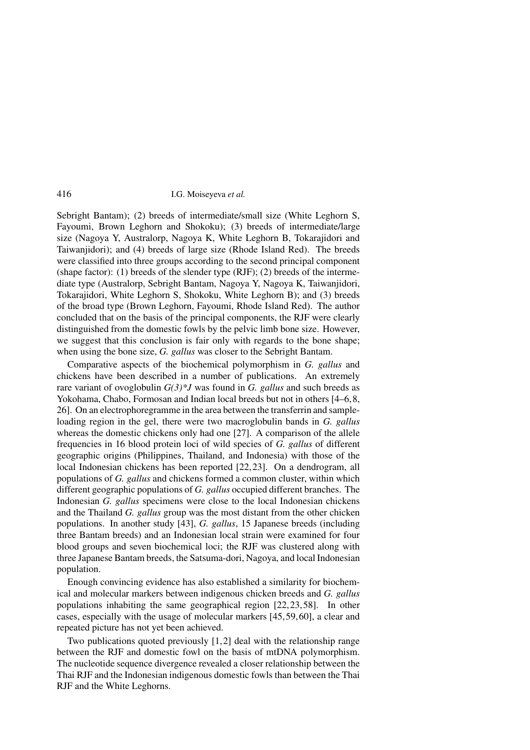Sebright Bantam); (2) breeds of intermediate/small size (White Leghorn S, Fayoumi, Brown Leghorn and Shokoku); (3) breeds of intermediate/large size (Nagoya Y, Australorp, Nagoya K, White Leghorn B, Tokarajidori and Taiwanjidori); and (4) breeds of large size (Rhode Island Red). The breeds were classified into three groups according to the second principal component (shape factor): (1) breeds of the slender type (RJF); (2) breeds of the intermediate type (Australorp, Sebright Bantam, Nagoya Y, Nagoya K, Taiwanjidori, Tokarajidori, White Leghorn S, Shokoku, White Leghorn B); and (3) breeds of the broad type (Brown Leghorn, Fayoumi, Rhode Island Red). The author concluded that on the basis of the principal components, the RJF were clearly distinguished from the domestic fowls by the pelvic limb bone size. However, we suggest that this conclusion is fair only with regards to the bone shape; when using the bone size, *G. gallus* was closer to the Sebright Bantam.

Comparative aspects of the biochemical polymorphism in *G. gallus* and chickens have been described in a number of publications. An extremely rare variant of ovoglobulin *G(3)*J* was found in *G. gallus* and such breeds as Yokohama, Chabo, Formosan and Indian local breeds but not in others [4–6, 8, 26]. On an electrophoregramme in the area between the transferrin and sample-loading region in the gel, there were two macroglobulin bands in *G. gallus* whereas the domestic chickens only had one [27]. A comparison of the allele frequencies in 16 blood protein loci of wild species of *G. gallus* of different geographic origins (Philippines, Thailand, and Indonesia) with those of the local Indonesian chickens has been reported [22, 23]. On a dendrogram, all populations of *G. gallus* and chickens formed a common cluster, within which different geographic populations of *G. gallus* occupied different branches. The Indonesian *G. gallus* specimens were close to the local Indonesian chickens and the Thailand *G. gallus* group was the most distant from the other chicken populations. In another study [43], *G. gallus*, 15 Japanese breeds (including three Bantam breeds) and an Indonesian local strain were examined for four blood groups and seven biochemical loci; the RJF was clustered along with three Japanese Bantam breeds, the Satsuma-dori, Nagoya, and local Indonesian population.

Enough convincing evidence has also established a similarity for biochemical and molecular markers between indigenous chicken breeds and *G. gallus* populations inhabiting the same geographical region [22, 23, 58]. In other cases, especially with the usage of molecular markers [45, 59, 60], a clear and repeated picture has not yet been achieved.

Two publications quoted previously [1, 2] deal with the relationship range between the RJF and domestic fowl on the basis of mtDNA polymorphism. The nucleotide sequence divergence revealed a closer relationship between the Thai RJF and the Indonesian indigenous domestic fowls than between the Thai RJF and the White Leghorns.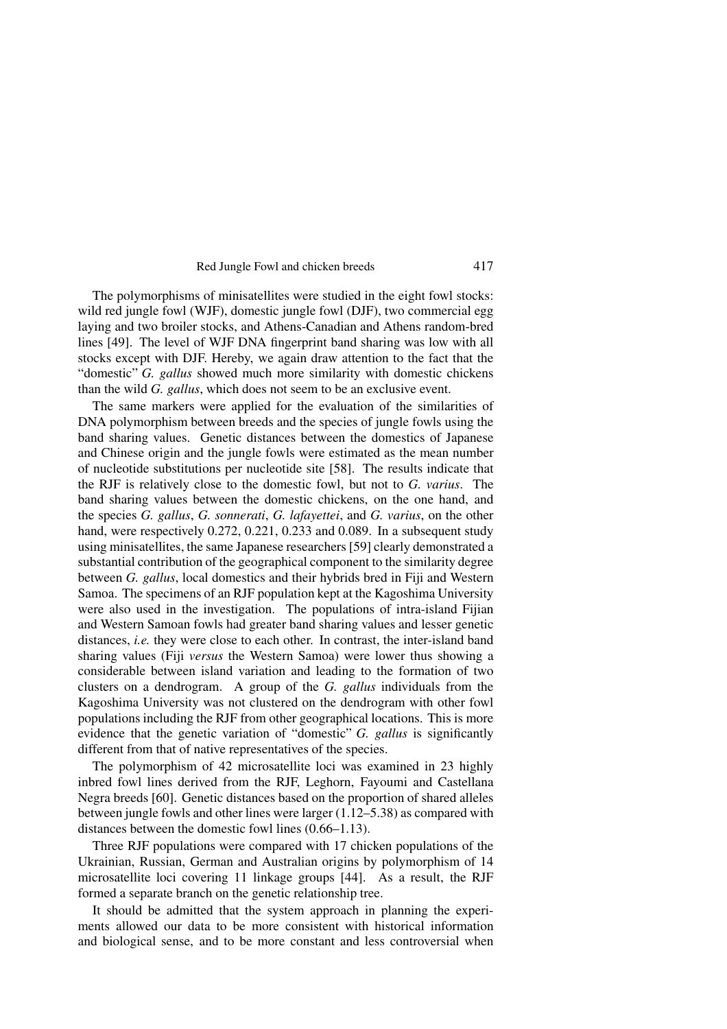The polymorphisms of minisatellites were studied in the eight fowl stocks: wild red jungle fowl (WJF), domestic jungle fowl (DJF), two commercial egg laying and two broiler stocks, and Athens-Canadian and Athens random-bred lines [49]. The level of WJF DNA fingerprint band sharing was low with all stocks except with DJF. Hereby, we again draw attention to the fact that the "domestic" *G. gallus* showed much more similarity with domestic chickens than the wild *G. gallus*, which does not seem to be an exclusive event.

The same markers were applied for the evaluation of the similarities of DNA polymorphism between breeds and the species of jungle fowls using the band sharing values. Genetic distances between the domestics of Japanese and Chinese origin and the jungle fowls were estimated as the mean number of nucleotide substitutions per nucleotide site [58]. The results indicate that the RJF is relatively close to the domestic fowl, but not to *G. varius*. The band sharing values between the domestic chickens, on the one hand, and the species *G. gallus*, *G. sonnerati*, *G. lafayettei*, and *G. varius*, on the other hand, were respectively 0.272, 0.221, 0.233 and 0.089. In a subsequent study using minisatellites, the same Japanese researchers [59] clearly demonstrated a substantial contribution of the geographical component to the similarity degree between *G. gallus*, local domestics and their hybrids bred in Fiji and Western Samoa. The specimens of an RJF population kept at the Kagoshima University were also used in the investigation. The populations of intra-island Fijian and Western Samoan fowls had greater band sharing values and lesser genetic distances, *i.e.* they were close to each other. In contrast, the inter-island band sharing values (Fiji *versus* the Western Samoa) were lower thus showing a considerable between island variation and leading to the formation of two clusters on a dendrogram. A group of the *G. gallus* individuals from the Kagoshima University was not clustered on the dendrogram with other fowl populations including the RJF from other geographical locations. This is more evidence that the genetic variation of "domestic" *G. gallus* is significantly different from that of native representatives of the species.

The polymorphism of 42 microsatellite loci was examined in 23 highly inbred fowl lines derived from the RJF, Leghorn, Fayoumi and Castellana Negra breeds [60]. Genetic distances based on the proportion of shared alleles between jungle fowls and other lines were larger (1.12–5.38) as compared with distances between the domestic fowl lines (0.66–1.13).

Three RJF populations were compared with 17 chicken populations of the Ukrainian, Russian, German and Australian origins by polymorphism of 14 microsatellite loci covering 11 linkage groups [44]. As a result, the RJF formed a separate branch on the genetic relationship tree.

It should be admitted that the system approach in planning the experiments allowed our data to be more consistent with historical information and biological sense, and to be more constant and less controversial when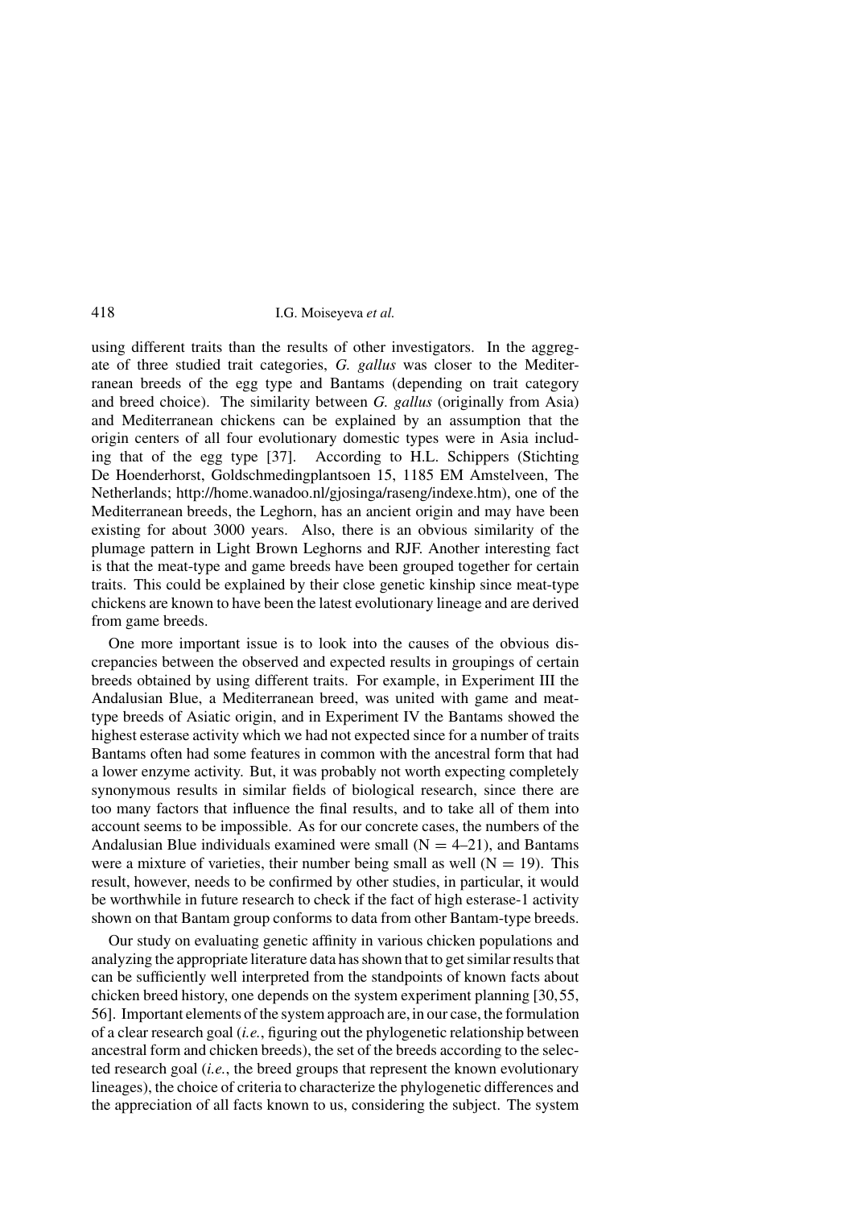using different traits than the results of other investigators. In the aggregate of three studied trait categories, *G. gallus* was closer to the Mediterranean breeds of the egg type and Bantams (depending on trait category and breed choice). The similarity between *G. gallus* (originally from Asia) and Mediterranean chickens can be explained by an assumption that the origin centers of all four evolutionary domestic types were in Asia including that of the egg type [37]. According to H.L. Schippers (Stichting De Hoenderhorst, Goldschmedingplantsoen 15, 1185 EM Amstelveen, The Netherlands; http://home.wanadoo.nl/gjosinga/raseng/indexe.htm), one of the Mediterranean breeds, the Leghorn, has an ancient origin and may have been existing for about 3000 years. Also, there is an obvious similarity of the plumage pattern in Light Brown Leghorns and RJF. Another interesting fact is that the meat-type and game breeds have been grouped together for certain traits. This could be explained by their close genetic kinship since meat-type chickens are known to have been the latest evolutionary lineage and are derived from game breeds.

One more important issue is to look into the causes of the obvious discrepancies between the observed and expected results in groupings of certain breeds obtained by using different traits. For example, in Experiment III the Andalusian Blue, a Mediterranean breed, was united with game and meat-type breeds of Asiatic origin, and in Experiment IV the Bantams showed the highest esterase activity which we had not expected since for a number of traits Bantams often had some features in common with the ancestral form that had a lower enzyme activity. But, it was probably not worth expecting completely synonymous results in similar fields of biological research, since there are too many factors that influence the final results, and to take all of them into account seems to be impossible. As for our concrete cases, the numbers of the Andalusian Blue individuals examined were small (N = 4–21), and Bantams were a mixture of varieties, their number being small as well (N = 19). This result, however, needs to be confirmed by other studies, in particular, it would be worthwhile in future research to check if the fact of high esterase-1 activity shown on that Bantam group conforms to data from other Bantam-type breeds.

Our study on evaluating genetic affinity in various chicken populations and analyzing the appropriate literature data has shown that to get similar results that can be sufficiently well interpreted from the standpoints of known facts about chicken breed history, one depends on the system experiment planning [30, 55, 56]. Important elements of the system approach are, in our case, the formulation of a clear research goal (*i.e.*, figuring out the phylogenetic relationship between ancestral form and chicken breeds), the set of the breeds according to the selected research goal (*i.e.*, the breed groups that represent the known evolutionary lineages), the choice of criteria to characterize the phylogenetic differences and the appreciation of all facts known to us, considering the subject. The system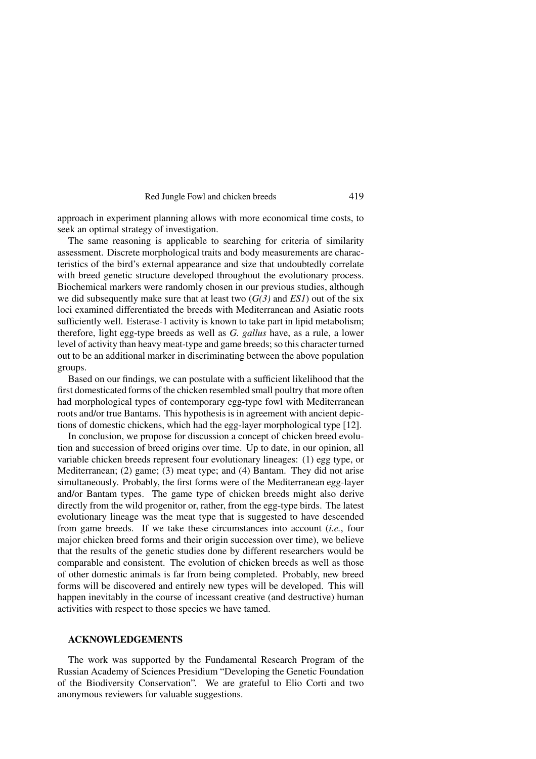approach in experiment planning allows with more economical time costs, to seek an optimal strategy of investigation.

The same reasoning is applicable to searching for criteria of similarity assessment. Discrete morphological traits and body measurements are characteristics of the bird's external appearance and size that undoubtedly correlate with breed genetic structure developed throughout the evolutionary process. Biochemical markers were randomly chosen in our previous studies, although we did subsequently make sure that at least two (*G(3)* and *ES1*) out of the six loci examined differentiated the breeds with Mediterranean and Asiatic roots sufficiently well. Esterase-1 activity is known to take part in lipid metabolism; therefore, light egg-type breeds as well as *G. gallus* have, as a rule, a lower level of activity than heavy meat-type and game breeds; so this character turned out to be an additional marker in discriminating between the above population groups.

Based on our findings, we can postulate with a sufficient likelihood that the first domesticated forms of the chicken resembled small poultry that more often had morphological types of contemporary egg-type fowl with Mediterranean roots and/or true Bantams. This hypothesis is in agreement with ancient depictions of domestic chickens, which had the egg-layer morphological type [12].

In conclusion, we propose for discussion a concept of chicken breed evolution and succession of breed origins over time. Up to date, in our opinion, all variable chicken breeds represent four evolutionary lineages: (1) egg type, or Mediterranean; (2) game; (3) meat type; and (4) Bantam. They did not arise simultaneously. Probably, the first forms were of the Mediterranean egg-layer and/or Bantam types. The game type of chicken breeds might also derive directly from the wild progenitor or, rather, from the egg-type birds. The latest evolutionary lineage was the meat type that is suggested to have descended from game breeds. If we take these circumstances into account (*i.e.*, four major chicken breed forms and their origin succession over time), we believe that the results of the genetic studies done by different researchers would be comparable and consistent. The evolution of chicken breeds as well as those of other domestic animals is far from being completed. Probably, new breed forms will be discovered and entirely new types will be developed. This will happen inevitably in the course of incessant creative (and destructive) human activities with respect to those species we have tamed.

## ACKNOWLEDGEMENTS

The work was supported by the Fundamental Research Program of the Russian Academy of Sciences Presidium "Developing the Genetic Foundation of the Biodiversity Conservation". We are grateful to Elio Corti and two anonymous reviewers for valuable suggestions.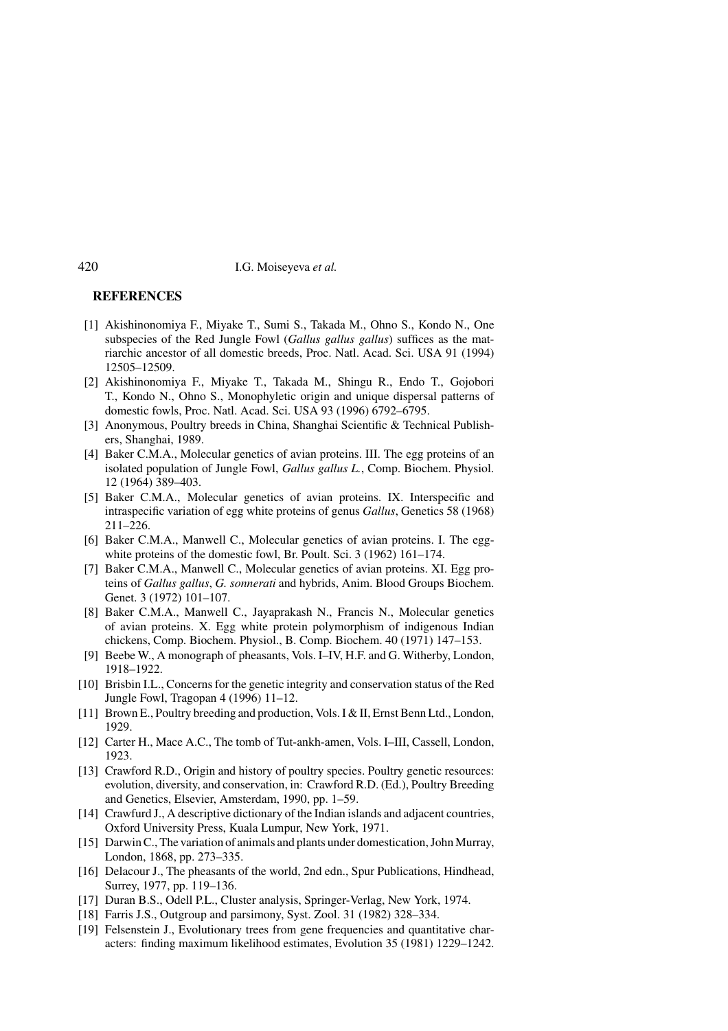## REFERENCES

[1] Akishinonomiya F., Miyake T., Sumi S., Takada M., Ohno S., Kondo N., One subspecies of the Red Jungle Fowl (*Gallus gallus gallus*) suffices as the matriarchic ancestor of all domestic breeds, Proc. Natl. Acad. Sci. USA 91 (1994) 12505–12509.

[2] Akishinonomiya F., Miyake T., Takada M., Shingu R., Endo T., Gojobori T., Kondo N., Ohno S., Monophyletic origin and unique dispersal patterns of domestic fowls, Proc. Natl. Acad. Sci. USA 93 (1996) 6792–6795.

[3] Anonymous, Poultry breeds in China, Shanghai Scientific & Technical Publishers, Shanghai, 1989.

[4] Baker C.M.A., Molecular genetics of avian proteins. III. The egg proteins of an isolated population of Jungle Fowl, *Gallus gallus L.*, Comp. Biochem. Physiol. 12 (1964) 389–403.

[5] Baker C.M.A., Molecular genetics of avian proteins. IX. Interspecific and intraspecific variation of egg white proteins of genus *Gallus*, Genetics 58 (1968) 211–226.

[6] Baker C.M.A., Manwell C., Molecular genetics of avian proteins. I. The egg-white proteins of the domestic fowl, Br. Poult. Sci. 3 (1962) 161–174.

[7] Baker C.M.A., Manwell C., Molecular genetics of avian proteins. XI. Egg proteins of *Gallus gallus*, *G. sonnerati* and hybrids, Anim. Blood Groups Biochem. Genet. 3 (1972) 101–107.

[8] Baker C.M.A., Manwell C., Jayaprakash N., Francis N., Molecular genetics of avian proteins. X. Egg white protein polymorphism of indigenous Indian chickens, Comp. Biochem. Physiol., B. Comp. Biochem. 40 (1971) 147–153.

[9] Beebe W., A monograph of pheasants, Vols. I–IV, H.F. and G. Witherby, London, 1918–1922.

[10] Brisbin I.L., Concerns for the genetic integrity and conservation status of the Red Jungle Fowl, Tragopan 4 (1996) 11–12.

[11] Brown E., Poultry breeding and production, Vols. I & II, Ernst Benn Ltd., London, 1929.

[12] Carter H., Mace A.C., The tomb of Tut-ankh-amen, Vols. I–III, Cassell, London, 1923.

[13] Crawford R.D., Origin and history of poultry species. Poultry genetic resources: evolution, diversity, and conservation, in: Crawford R.D. (Ed.), Poultry Breeding and Genetics, Elsevier, Amsterdam, 1990, pp. 1–59.

[14] Crawfurd J., A descriptive dictionary of the Indian islands and adjacent countries, Oxford University Press, Kuala Lumpur, New York, 1971.

[15] Darwin C., The variation of animals and plants under domestication, John Murray, London, 1868, pp. 273–335.

[16] Delacour J., The pheasants of the world, 2nd edn., Spur Publications, Hindhead, Surrey, 1977, pp. 119–136.

[17] Duran B.S., Odell P.L., Cluster analysis, Springer-Verlag, New York, 1974.

[18] Farris J.S., Outgroup and parsimony, Syst. Zool. 31 (1982) 328–334.

[19] Felsenstein J., Evolutionary trees from gene frequencies and quantitative characters: finding maximum likelihood estimates, Evolution 35 (1981) 1229–1242.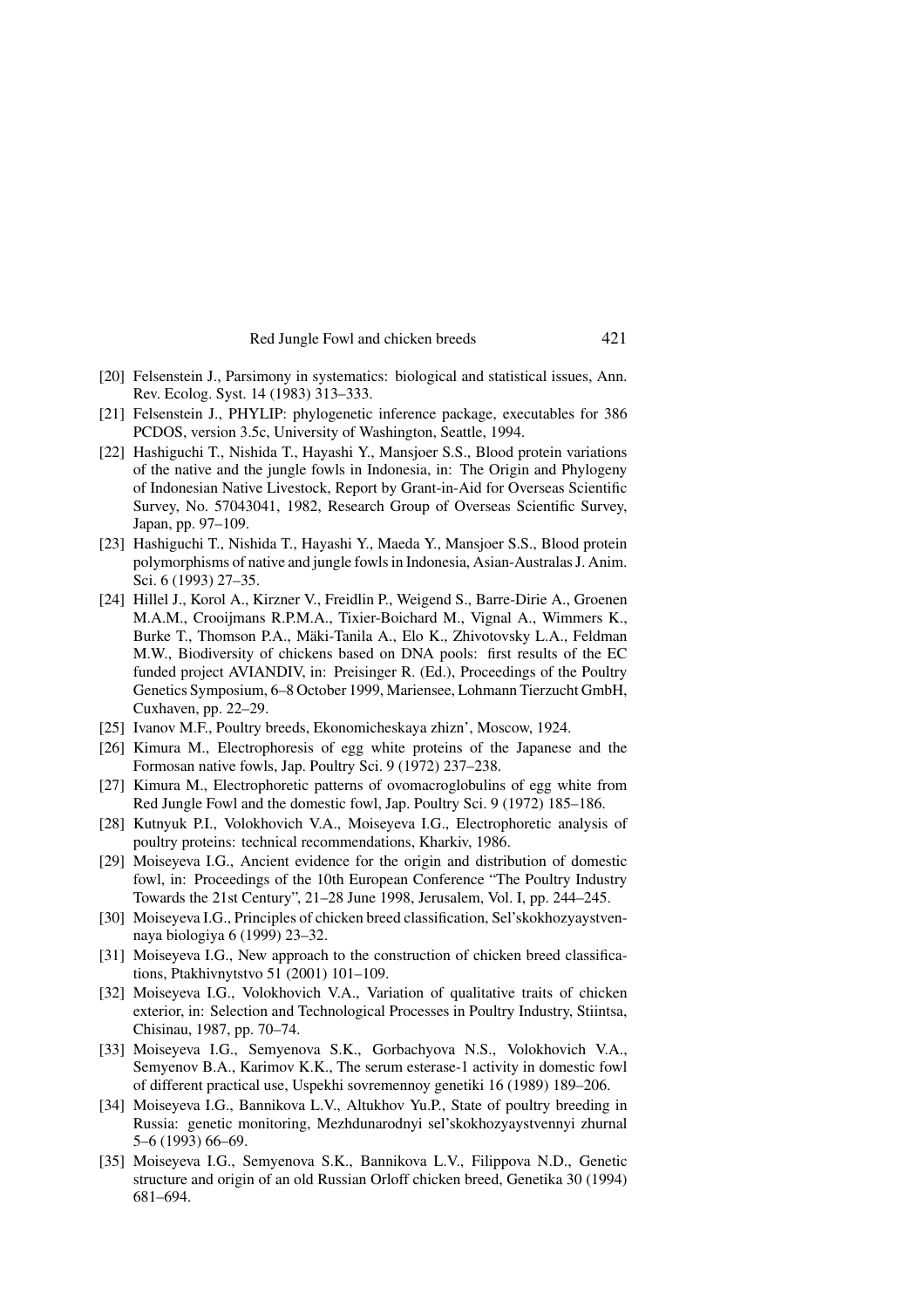[20] Felsenstein J., Parsimony in systematics: biological and statistical issues, Ann. Rev. Ecolog. Syst. 14 (1983) 313–333.

[21] Felsenstein J., PHYLIP: phylogenetic inference package, executables for 386 PCDOS, version 3.5c, University of Washington, Seattle, 1994.

[22] Hashiguchi T., Nishida T., Hayashi Y., Mansjoer S.S., Blood protein variations of the native and the jungle fowls in Indonesia, in: The Origin and Phylogeny of Indonesian Native Livestock, Report by Grant-in-Aid for Overseas Scientific Survey, No. 57043041, 1982, Research Group of Overseas Scientific Survey, Japan, pp. 97–109.

[23] Hashiguchi T., Nishida T., Hayashi Y., Maeda Y., Mansjoer S.S., Blood protein polymorphisms of native and jungle fowls in Indonesia, Asian-Australas J. Anim. Sci. 6 (1993) 27–35.

[24] Hillel J., Korol A., Kirzner V., Freidlin P., Weigend S., Barre-Dirie A., Groenen M.A.M., Crooijmans R.P.M.A., Tixier-Boichard M., Vignal A., Wimmers K., Burke T., Thomson P.A., Mäki-Tanila A., Elo K., Zhivotovsky L.A., Feldman M.W., Biodiversity of chickens based on DNA pools: first results of the EC funded project AVIANDIV, in: Preisinger R. (Ed.), Proceedings of the Poultry Genetics Symposium, 6–8 October 1999, Mariensee, Lohmann Tierzucht GmbH, Cuxhaven, pp. 22–29.

[25] Ivanov M.F., Poultry breeds, Ekonomicheskaya zhizn', Moscow, 1924.

[26] Kimura M., Electrophoresis of egg white proteins of the Japanese and the Formosan native fowls, Jap. Poultry Sci. 9 (1972) 237–238.

[27] Kimura M., Electrophoretic patterns of ovomacroglobulins of egg white from Red Jungle Fowl and the domestic fowl, Jap. Poultry Sci. 9 (1972) 185–186.

[28] Kutnyuk P.I., Volokhovich V.A., Moiseyeva I.G., Electrophoretic analysis of poultry proteins: technical recommendations, Kharkiv, 1986.

[29] Moiseyeva I.G., Ancient evidence for the origin and distribution of domestic fowl, in: Proceedings of the 10th European Conference "The Poultry Industry Towards the 21st Century", 21–28 June 1998, Jerusalem, Vol. I, pp. 244–245.

[30] Moiseyeva I.G., Principles of chicken breed classification, Sel'skokhozyaystvennaya biologiya 6 (1999) 23–32.

[31] Moiseyeva I.G., New approach to the construction of chicken breed classifications, Ptakhivnytstvo 51 (2001) 101–109.

[32] Moiseyeva I.G., Volokhovich V.A., Variation of qualitative traits of chicken exterior, in: Selection and Technological Processes in Poultry Industry, Stiintsa, Chisinau, 1987, pp. 70–74.

[33] Moiseyeva I.G., Semyenova S.K., Gorbachyova N.S., Volokhovich V.A., Semyenov B.A., Karimov K.K., The serum esterase-1 activity in domestic fowl of different practical use, Uspekhi sovremennoy genetiki 16 (1989) 189–206.

[34] Moiseyeva I.G., Bannikova L.V., Altukhov Yu.P., State of poultry breeding in Russia: genetic monitoring, Mezhdunarodnyi sel'skokhozyaystvennyi zhurnal 5–6 (1993) 66–69.

[35] Moiseyeva I.G., Semyenova S.K., Bannikova L.V., Filippova N.D., Genetic structure and origin of an old Russian Orloff chicken breed, Genetika 30 (1994) 681–694.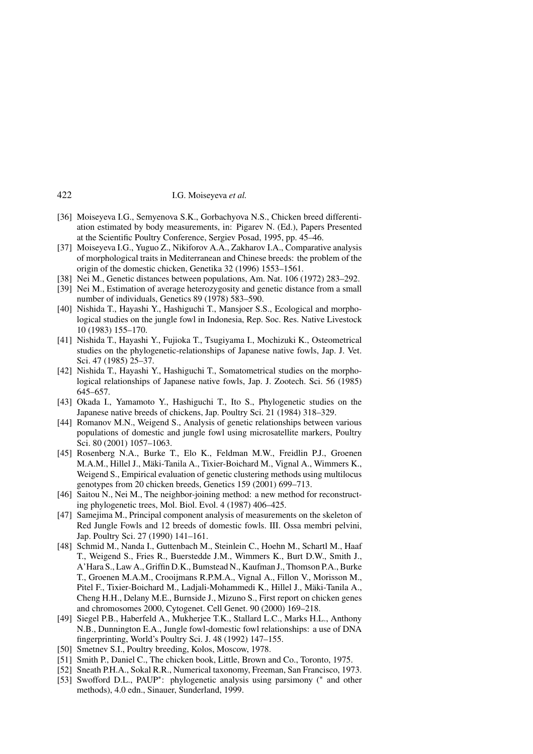[36] Moiseyeva I.G., Semyenova S.K., Gorbachyova N.S., Chicken breed differentiation estimated by body measurements, in: Pigarev N. (Ed.), Papers Presented at the Scientific Poultry Conference, Sergiev Posad, 1995, pp. 45–46.

[37] Moiseyeva I.G., Yuguo Z., Nikiforov A.A., Zakharov I.A., Comparative analysis of morphological traits in Mediterranean and Chinese breeds: the problem of the origin of the domestic chicken, Genetika 32 (1996) 1553–1561.

[38] Nei M., Genetic distances between populations, Am. Nat. 106 (1972) 283–292.

[39] Nei M., Estimation of average heterozygosity and genetic distance from a small number of individuals, Genetics 89 (1978) 583–590.

[40] Nishida T., Hayashi Y., Hashiguchi T., Mansjoer S.S., Ecological and morphological studies on the jungle fowl in Indonesia, Rep. Soc. Res. Native Livestock 10 (1983) 155–170.

[41] Nishida T., Hayashi Y., Fujioka T., Tsugiyama I., Mochizuki K., Osteometrical studies on the phylogenetic-relationships of Japanese native fowls, Jap. J. Vet. Sci. 47 (1985) 25–37.

[42] Nishida T., Hayashi Y., Hashiguchi T., Somatometrical studies on the morphological relationships of Japanese native fowls, Jap. J. Zootech. Sci. 56 (1985) 645–657.

[43] Okada I., Yamamoto Y., Hashiguchi T., Ito S., Phylogenetic studies on the Japanese native breeds of chickens, Jap. Poultry Sci. 21 (1984) 318–329.

[44] Romanov M.N., Weigend S., Analysis of genetic relationships between various populations of domestic and jungle fowl using microsatellite markers, Poultry Sci. 80 (2001) 1057–1063.

[45] Rosenberg N.A., Burke T., Elo K., Feldman M.W., Freidlin P.J., Groenen M.A.M., Hillel J., Mäki-Tanila A., Tixier-Boichard M., Vignal A., Wimmers K., Weigend S., Empirical evaluation of genetic clustering methods using multilocus genotypes from 20 chicken breeds, Genetics 159 (2001) 699–713.

[46] Saitou N., Nei M., The neighbor-joining method: a new method for reconstructing phylogenetic trees, Mol. Biol. Evol. 4 (1987) 406–425.

[47] Samejima M., Principal component analysis of measurements on the skeleton of Red Jungle Fowls and 12 breeds of domestic fowls. III. Ossa membri pelvini, Jap. Poultry Sci. 27 (1990) 141–161.

[48] Schmid M., Nanda I., Guttenbach M., Steinlein C., Hoehn M., Schartl M., Haaf T., Weigend S., Fries R., Buerstedde J.M., Wimmers K., Burt D.W., Smith J., A'Hara S., Law A., Griffin D.K., Bumstead N., Kaufman J., Thomson P.A., Burke T., Groenen M.A.M., Crooijmans R.P.M.A., Vignal A., Fillon V., Morisson M., Pitel F., Tixier-Boichard M., Ladjali-Mohammedi K., Hillel J., Mäki-Tanila A., Cheng H.H., Delany M.E., Burnside J., Mizuno S., First report on chicken genes and chromosomes 2000, Cytogenet. Cell Genet. 90 (2000) 169–218.

[49] Siegel P.B., Haberfeld A., Mukherjee T.K., Stallard L.C., Marks H.L., Anthony N.B., Dunnington E.A., Jungle fowl-domestic fowl relationships: a use of DNA fingerprinting, World's Poultry Sci. J. 48 (1992) 147–155.

[50] Smetnev S.I., Poultry breeding, Kolos, Moscow, 1978.

[51] Smith P., Daniel C., The chicken book, Little, Brown and Co., Toronto, 1975.

[52] Sneath P.H.A., Sokal R.R., Numerical taxonomy, Freeman, San Francisco, 1973.

[53] Swofford D.L., PAUP*: phylogenetic analysis using parsimony (* and other methods), 4.0 edn., Sinauer, Sunderland, 1999.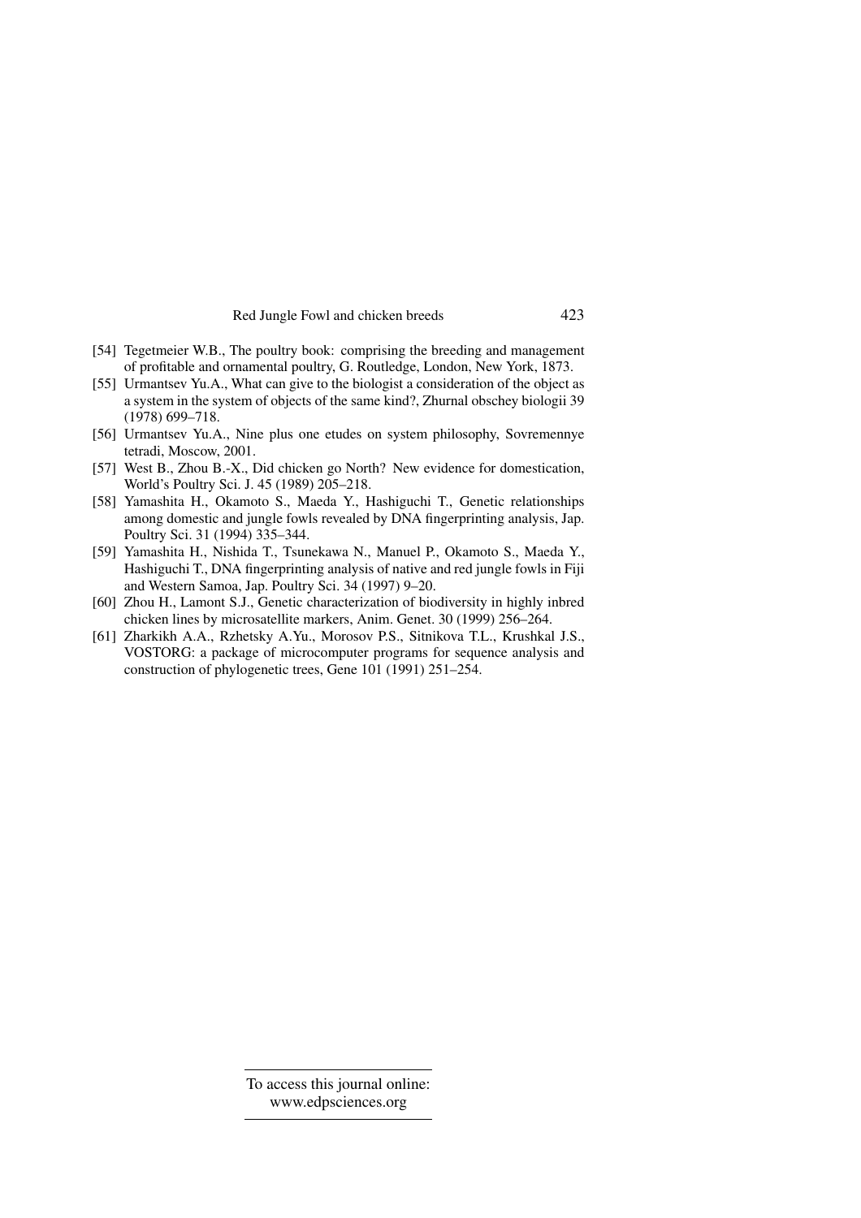[54] Tegetmeier W.B., The poultry book: comprising the breeding and management of profitable and ornamental poultry, G. Routledge, London, New York, 1873.

[55] Urmantsev Yu.A., What can give to the biologist a consideration of the object as a system in the system of objects of the same kind?, Zhurnal obschey biologii 39 (1978) 699–718.

[56] Urmantsev Yu.A., Nine plus one etudes on system philosophy, Sovremennye tetradi, Moscow, 2001.

[57] West B., Zhou B.-X., Did chicken go North? New evidence for domestication, World's Poultry Sci. J. 45 (1989) 205–218.

[58] Yamashita H., Okamoto S., Maeda Y., Hashiguchi T., Genetic relationships among domestic and jungle fowls revealed by DNA fingerprinting analysis, Jap. Poultry Sci. 31 (1994) 335–344.

[59] Yamashita H., Nishida T., Tsunekawa N., Manuel P., Okamoto S., Maeda Y., Hashiguchi T., DNA fingerprinting analysis of native and red jungle fowls in Fiji and Western Samoa, Jap. Poultry Sci. 34 (1997) 9–20.

[60] Zhou H., Lamont S.J., Genetic characterization of biodiversity in highly inbred chicken lines by microsatellite markers, Anim. Genet. 30 (1999) 256–264.

[61] Zharkikh A.A., Rzhetsky A.Yu., Morosov P.S., Sitnikova T.L., Krushkal J.S., VOSTORG: a package of microcomputer programs for sequence analysis and construction of phylogenetic trees, Gene 101 (1991) 251–254.

To access this journal online:
www.edpsciences.org